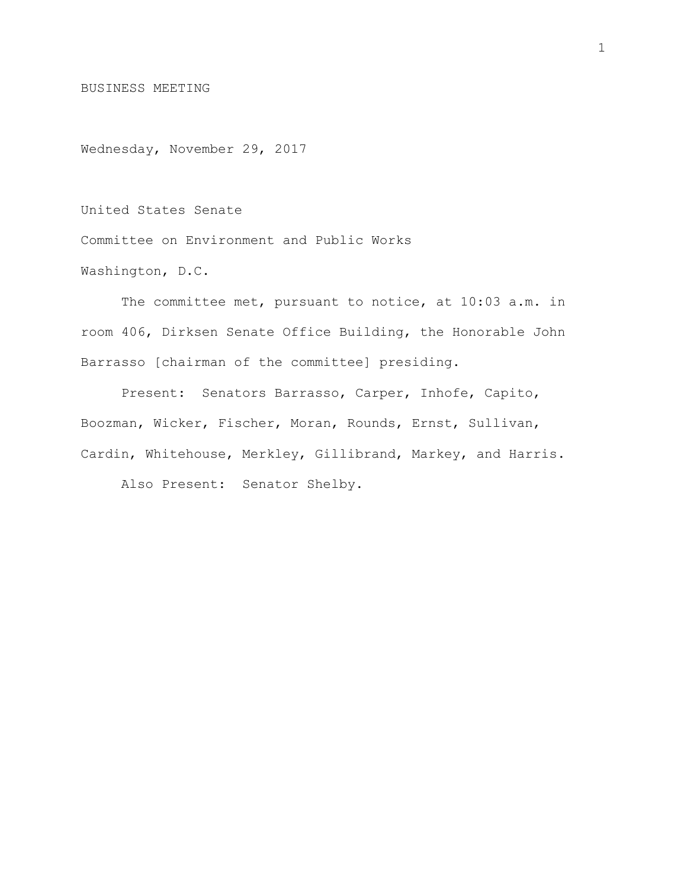# BUSINESS MEETING

Wednesday, November 29, 2017

United States Senate

Committee on Environment and Public Works

Washington, D.C.

The committee met, pursuant to notice, at 10:03 a.m. in room 406, Dirksen Senate Office Building, the Honorable John Barrasso [chairman of the committee] presiding.

Present: Senators Barrasso, Carper, Inhofe, Capito, Boozman, Wicker, Fischer, Moran, Rounds, Ernst, Sullivan, Cardin, Whitehouse, Merkley, Gillibrand, Markey, and Harris.

Also Present: Senator Shelby.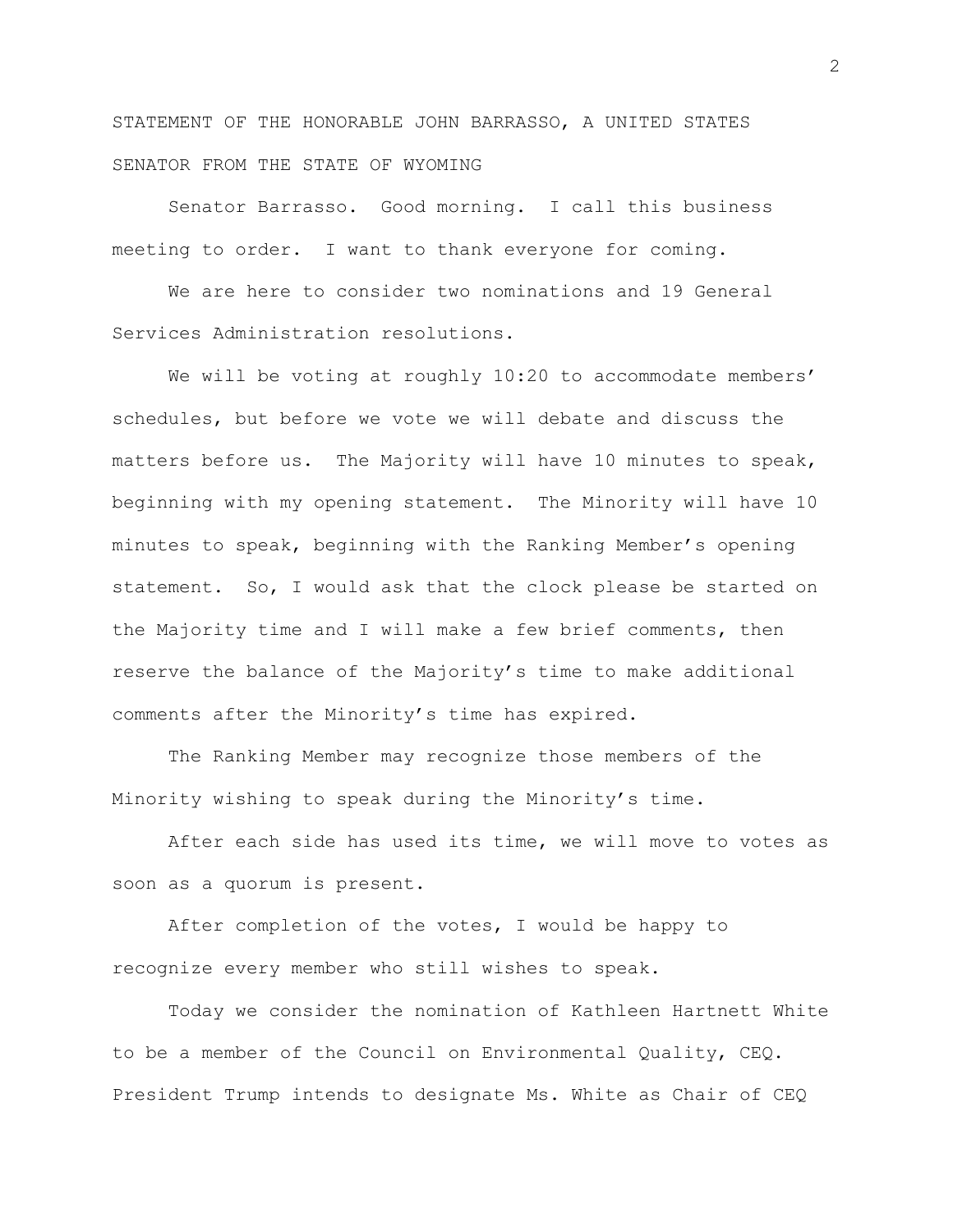STATEMENT OF THE HONORABLE JOHN BARRASSO, A UNITED STATES SENATOR FROM THE STATE OF WYOMING

Senator Barrasso. Good morning. I call this business meeting to order. I want to thank everyone for coming.

We are here to consider two nominations and 19 General Services Administration resolutions.

We will be voting at roughly 10:20 to accommodate members' schedules, but before we vote we will debate and discuss the matters before us. The Majority will have 10 minutes to speak, beginning with my opening statement. The Minority will have 10 minutes to speak, beginning with the Ranking Member's opening statement. So, I would ask that the clock please be started on the Majority time and I will make a few brief comments, then reserve the balance of the Majority's time to make additional comments after the Minority's time has expired.

The Ranking Member may recognize those members of the Minority wishing to speak during the Minority's time.

After each side has used its time, we will move to votes as soon as a quorum is present.

After completion of the votes, I would be happy to recognize every member who still wishes to speak.

Today we consider the nomination of Kathleen Hartnett White to be a member of the Council on Environmental Quality, CEQ. President Trump intends to designate Ms. White as Chair of CEQ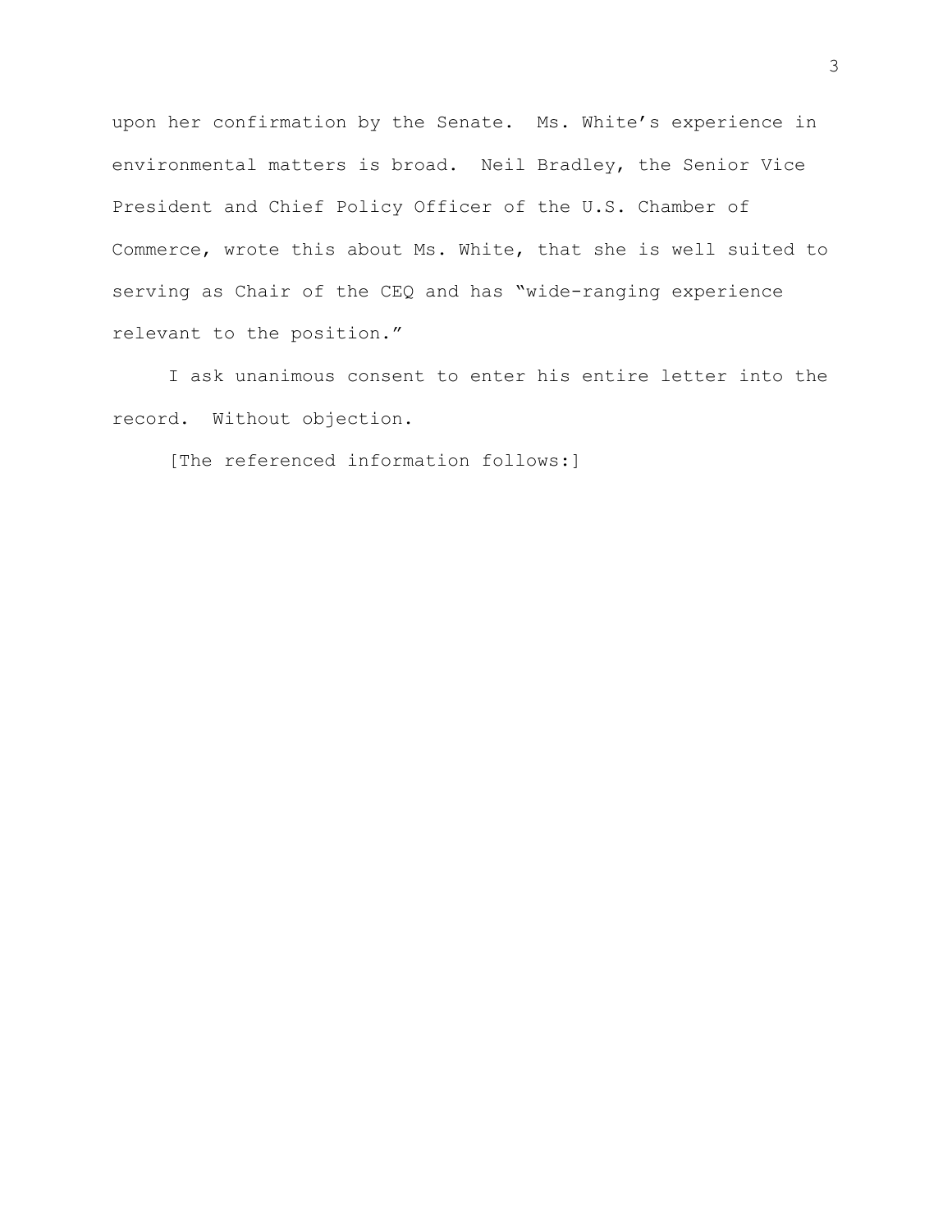upon her confirmation by the Senate. Ms. White's experience in environmental matters is broad. Neil Bradley, the Senior Vice President and Chief Policy Officer of the U.S. Chamber of Commerce, wrote this about Ms. White, that she is well suited to serving as Chair of the CEQ and has "wide-ranging experience relevant to the position."

I ask unanimous consent to enter his entire letter into the record. Without objection.

[The referenced information follows:]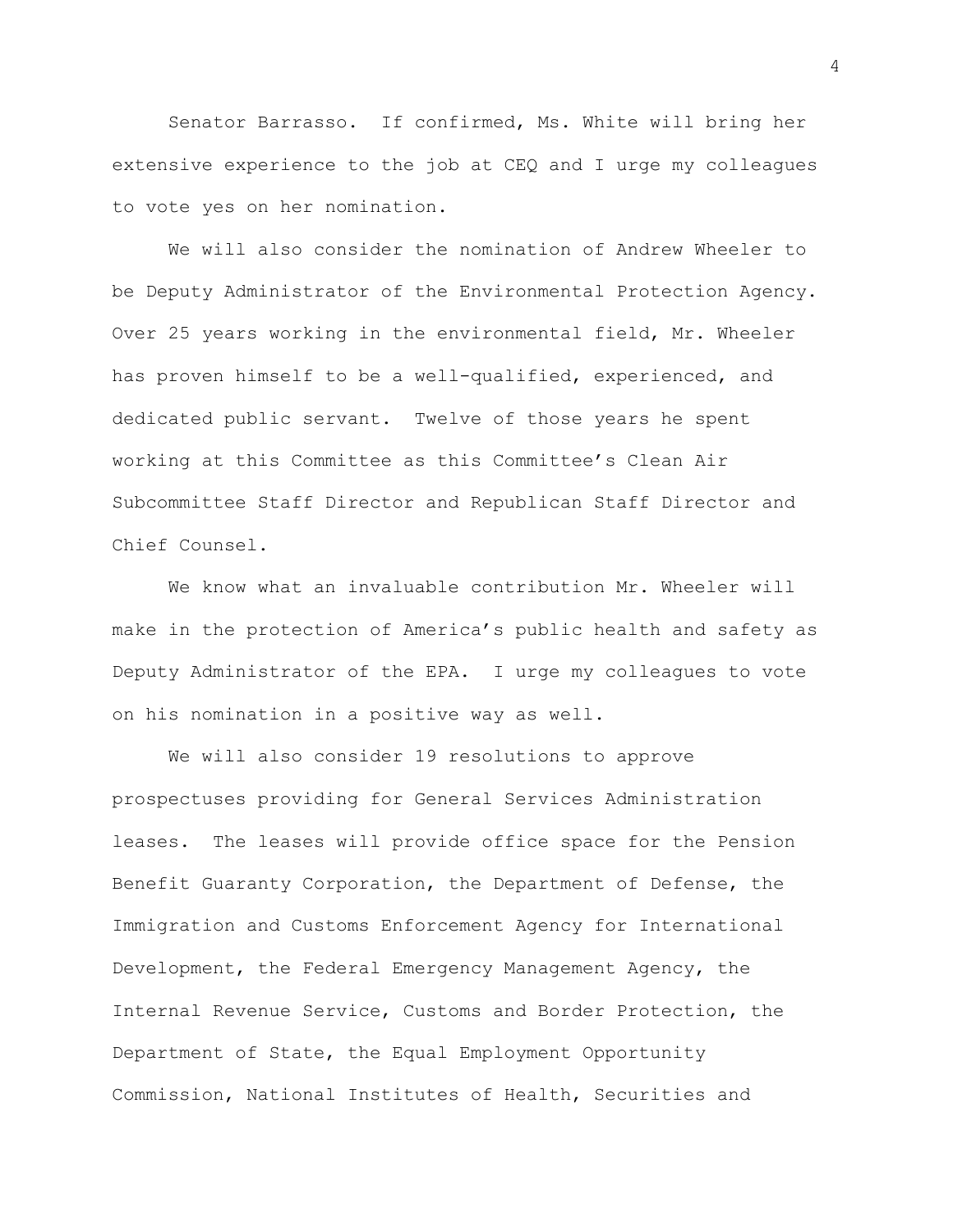Senator Barrasso. If confirmed, Ms. White will bring her extensive experience to the job at CEQ and I urge my colleagues to vote yes on her nomination.

We will also consider the nomination of Andrew Wheeler to be Deputy Administrator of the Environmental Protection Agency. Over 25 years working in the environmental field, Mr. Wheeler has proven himself to be a well-qualified, experienced, and dedicated public servant. Twelve of those years he spent working at this Committee as this Committee's Clean Air Subcommittee Staff Director and Republican Staff Director and Chief Counsel.

We know what an invaluable contribution Mr. Wheeler will make in the protection of America's public health and safety as Deputy Administrator of the EPA. I urge my colleagues to vote on his nomination in a positive way as well.

We will also consider 19 resolutions to approve prospectuses providing for General Services Administration leases. The leases will provide office space for the Pension Benefit Guaranty Corporation, the Department of Defense, the Immigration and Customs Enforcement Agency for International Development, the Federal Emergency Management Agency, the Internal Revenue Service, Customs and Border Protection, the Department of State, the Equal Employment Opportunity Commission, National Institutes of Health, Securities and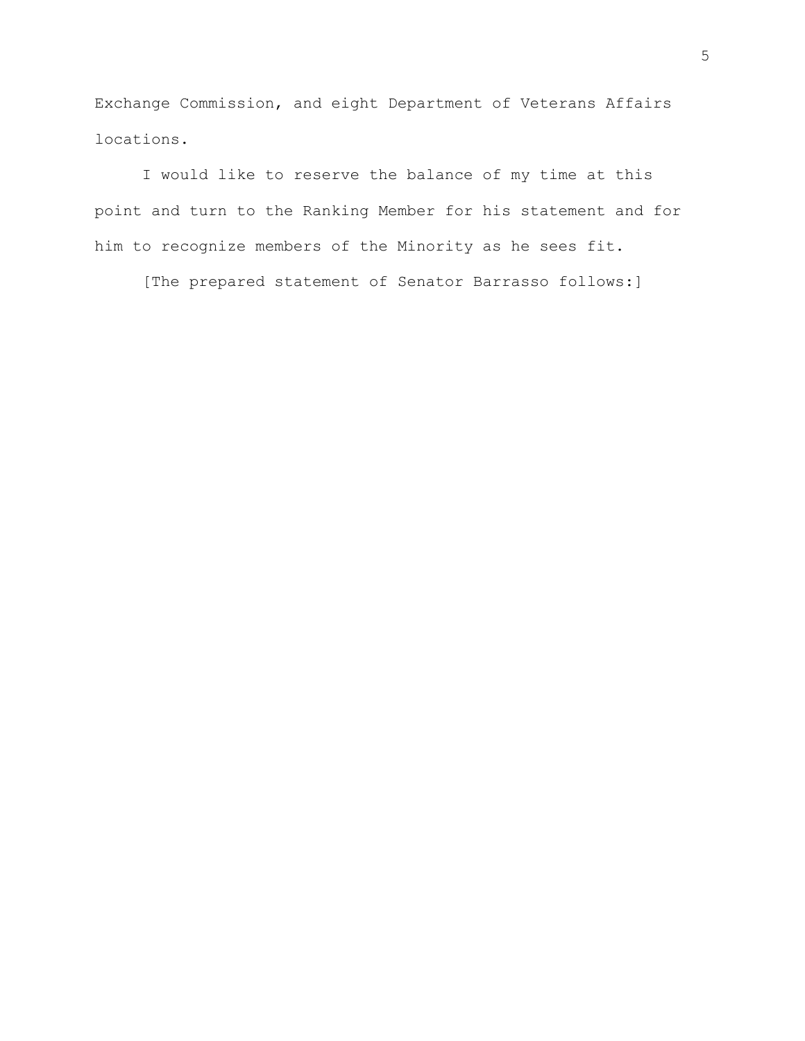Exchange Commission, and eight Department of Veterans Affairs locations.

I would like to reserve the balance of my time at this point and turn to the Ranking Member for his statement and for him to recognize members of the Minority as he sees fit.

[The prepared statement of Senator Barrasso follows:]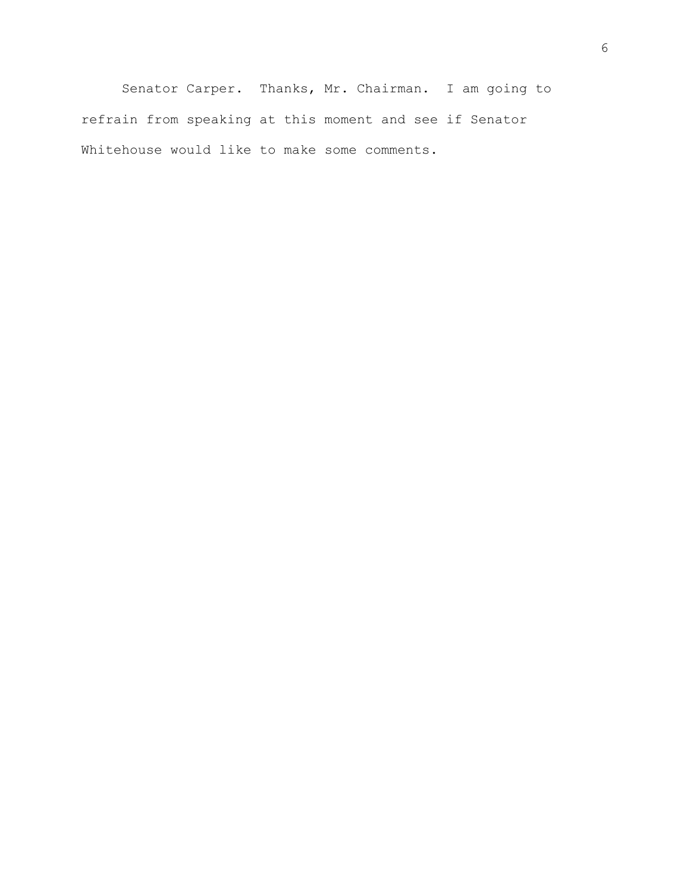Senator Carper. Thanks, Mr. Chairman. I am going to refrain from speaking at this moment and see if Senator Whitehouse would like to make some comments.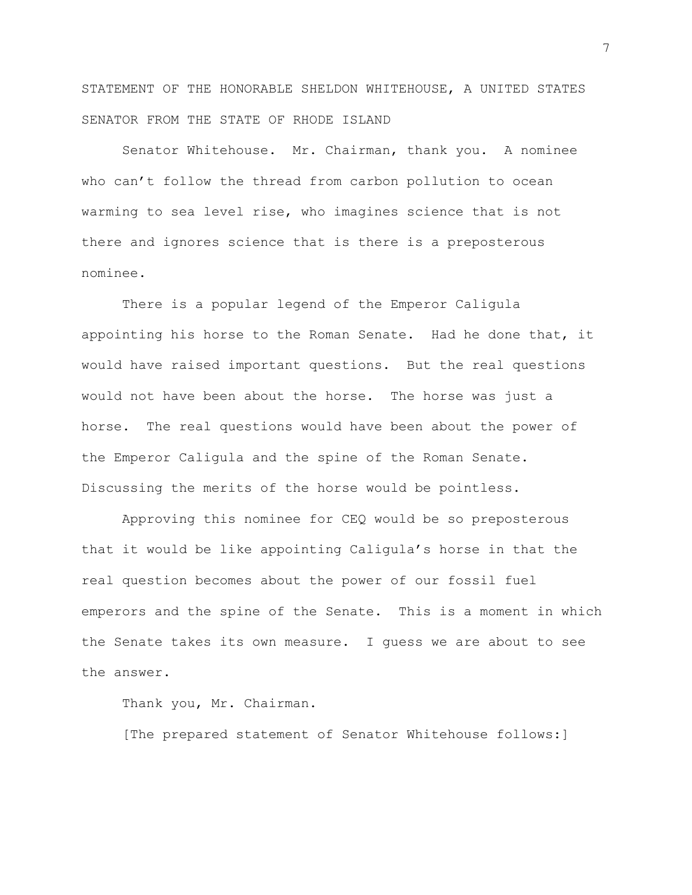STATEMENT OF THE HONORABLE SHELDON WHITEHOUSE, A UNITED STATES SENATOR FROM THE STATE OF RHODE ISLAND

Senator Whitehouse. Mr. Chairman, thank you. A nominee who can't follow the thread from carbon pollution to ocean warming to sea level rise, who imagines science that is not there and ignores science that is there is a preposterous nominee.

There is a popular legend of the Emperor Caligula appointing his horse to the Roman Senate. Had he done that, it would have raised important questions. But the real questions would not have been about the horse. The horse was just a horse. The real questions would have been about the power of the Emperor Caligula and the spine of the Roman Senate. Discussing the merits of the horse would be pointless.

Approving this nominee for CEQ would be so preposterous that it would be like appointing Caligula's horse in that the real question becomes about the power of our fossil fuel emperors and the spine of the Senate. This is a moment in which the Senate takes its own measure. I guess we are about to see the answer.

Thank you, Mr. Chairman.

[The prepared statement of Senator Whitehouse follows:]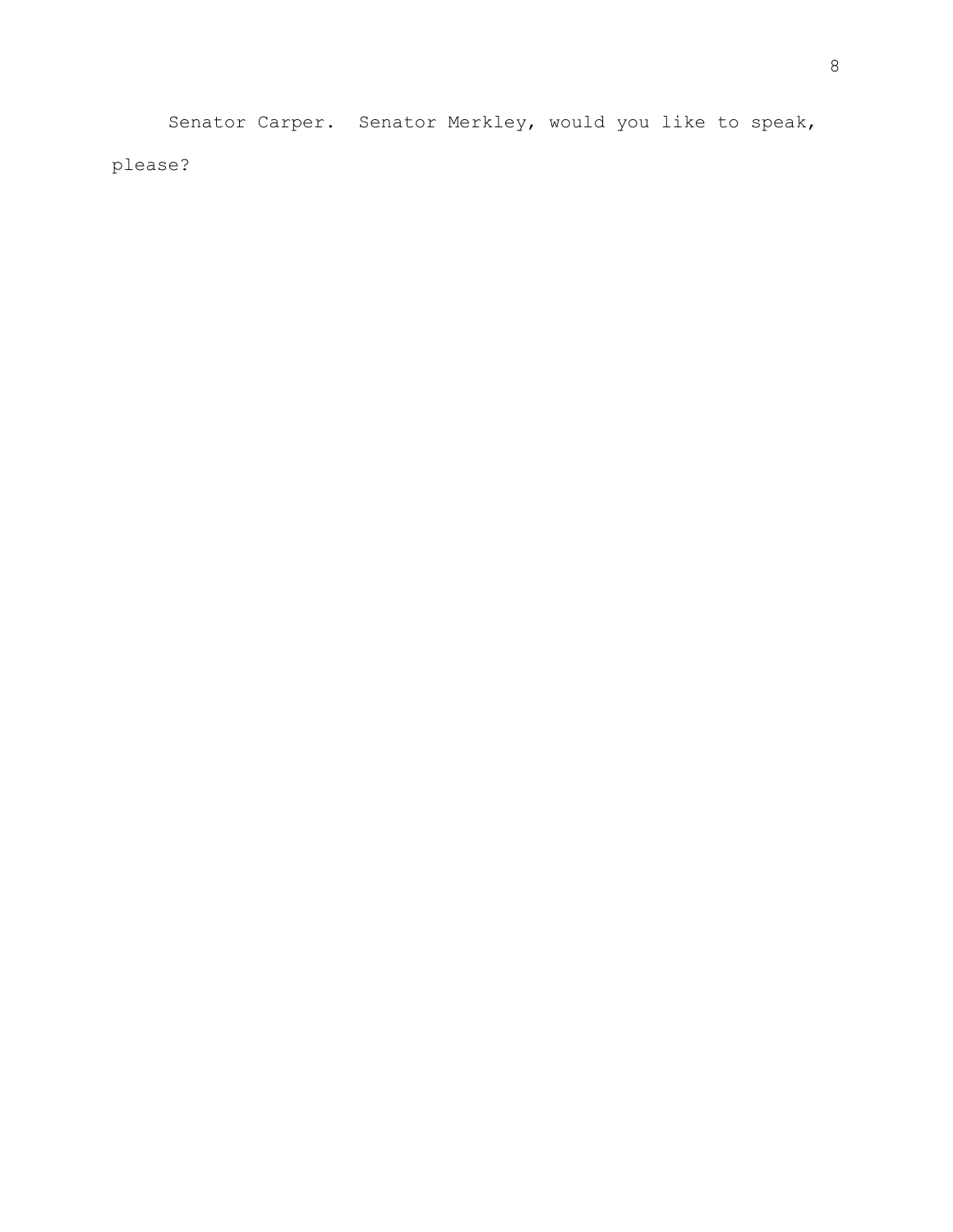Senator Carper. Senator Merkley, would you like to speak, please?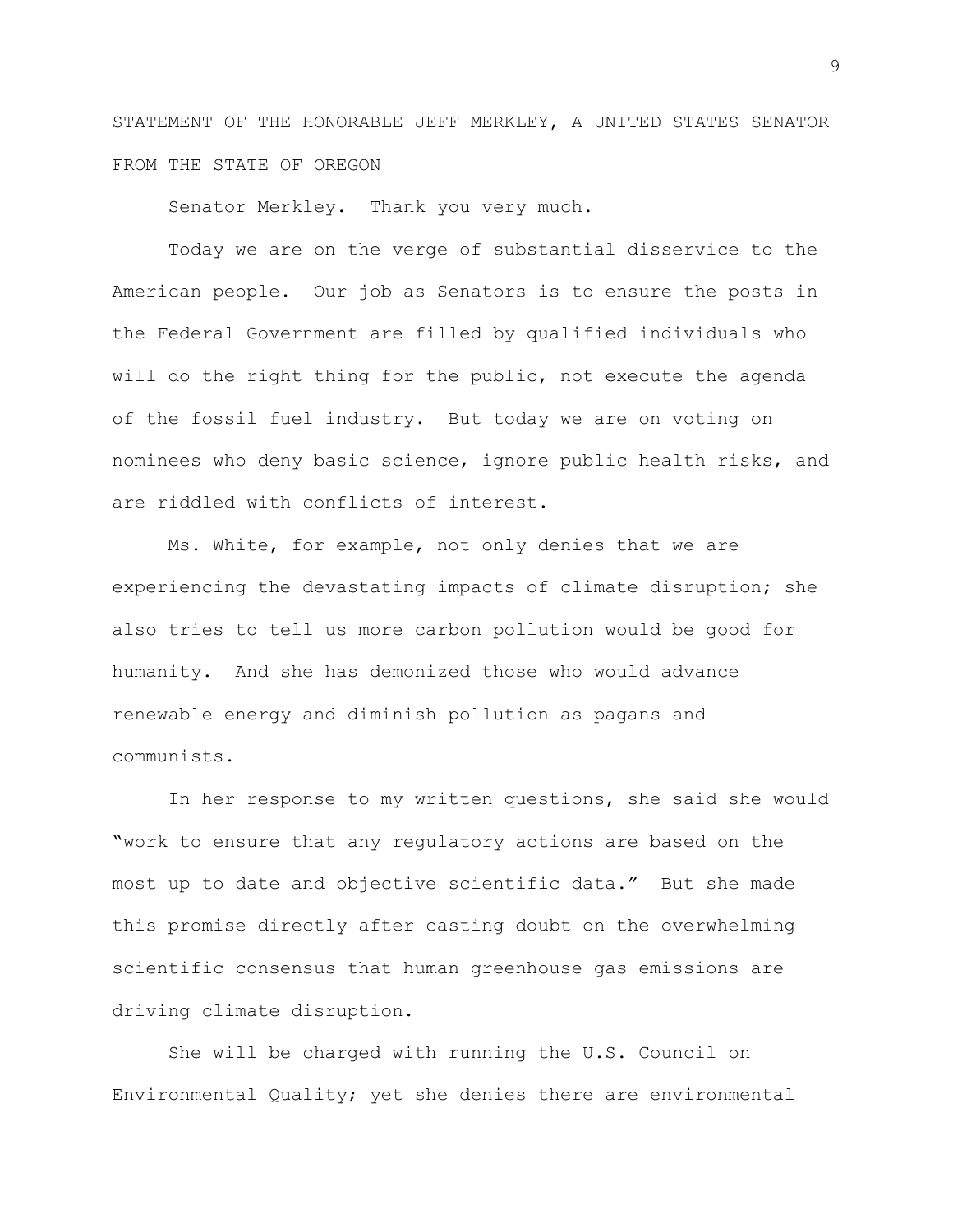STATEMENT OF THE HONORABLE JEFF MERKLEY, A UNITED STATES SENATOR FROM THE STATE OF OREGON

Senator Merkley. Thank you very much.

Today we are on the verge of substantial disservice to the American people. Our job as Senators is to ensure the posts in the Federal Government are filled by qualified individuals who will do the right thing for the public, not execute the agenda of the fossil fuel industry. But today we are on voting on nominees who deny basic science, ignore public health risks, and are riddled with conflicts of interest.

Ms. White, for example, not only denies that we are experiencing the devastating impacts of climate disruption; she also tries to tell us more carbon pollution would be good for humanity. And she has demonized those who would advance renewable energy and diminish pollution as pagans and communists.

In her response to my written questions, she said she would "work to ensure that any regulatory actions are based on the most up to date and objective scientific data." But she made this promise directly after casting doubt on the overwhelming scientific consensus that human greenhouse gas emissions are driving climate disruption.

She will be charged with running the U.S. Council on Environmental Quality; yet she denies there are environmental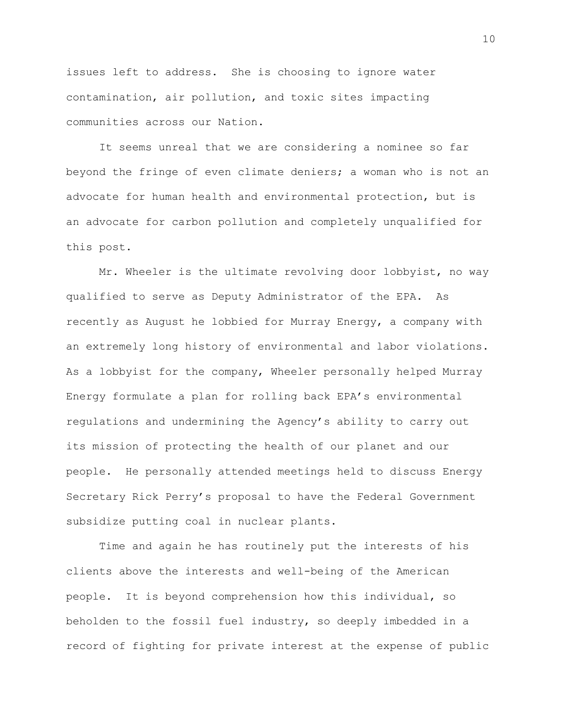issues left to address. She is choosing to ignore water contamination, air pollution, and toxic sites impacting communities across our Nation.

It seems unreal that we are considering a nominee so far beyond the fringe of even climate deniers; a woman who is not an advocate for human health and environmental protection, but is an advocate for carbon pollution and completely unqualified for this post.

Mr. Wheeler is the ultimate revolving door lobbyist, no way qualified to serve as Deputy Administrator of the EPA. As recently as August he lobbied for Murray Energy, a company with an extremely long history of environmental and labor violations. As a lobbyist for the company, Wheeler personally helped Murray Energy formulate a plan for rolling back EPA's environmental regulations and undermining the Agency's ability to carry out its mission of protecting the health of our planet and our people. He personally attended meetings held to discuss Energy Secretary Rick Perry's proposal to have the Federal Government subsidize putting coal in nuclear plants.

Time and again he has routinely put the interests of his clients above the interests and well-being of the American people. It is beyond comprehension how this individual, so beholden to the fossil fuel industry, so deeply imbedded in a record of fighting for private interest at the expense of public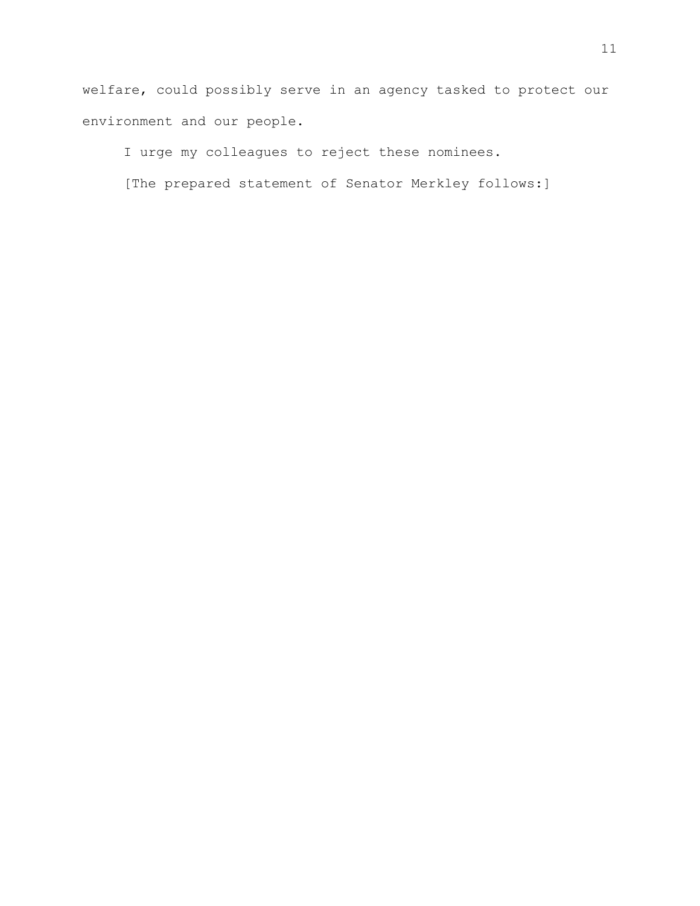welfare, could possibly serve in an agency tasked to protect our environment and our people.

I urge my colleagues to reject these nominees.

[The prepared statement of Senator Merkley follows:]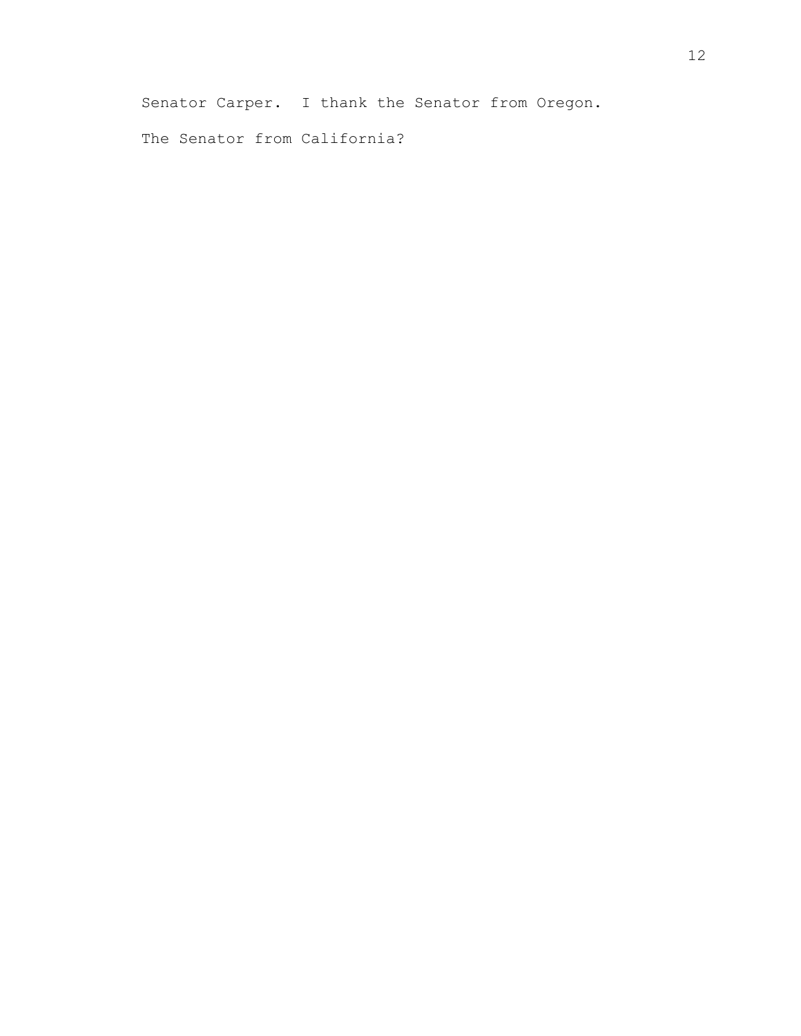Senator Carper. I thank the Senator from Oregon.

The Senator from California?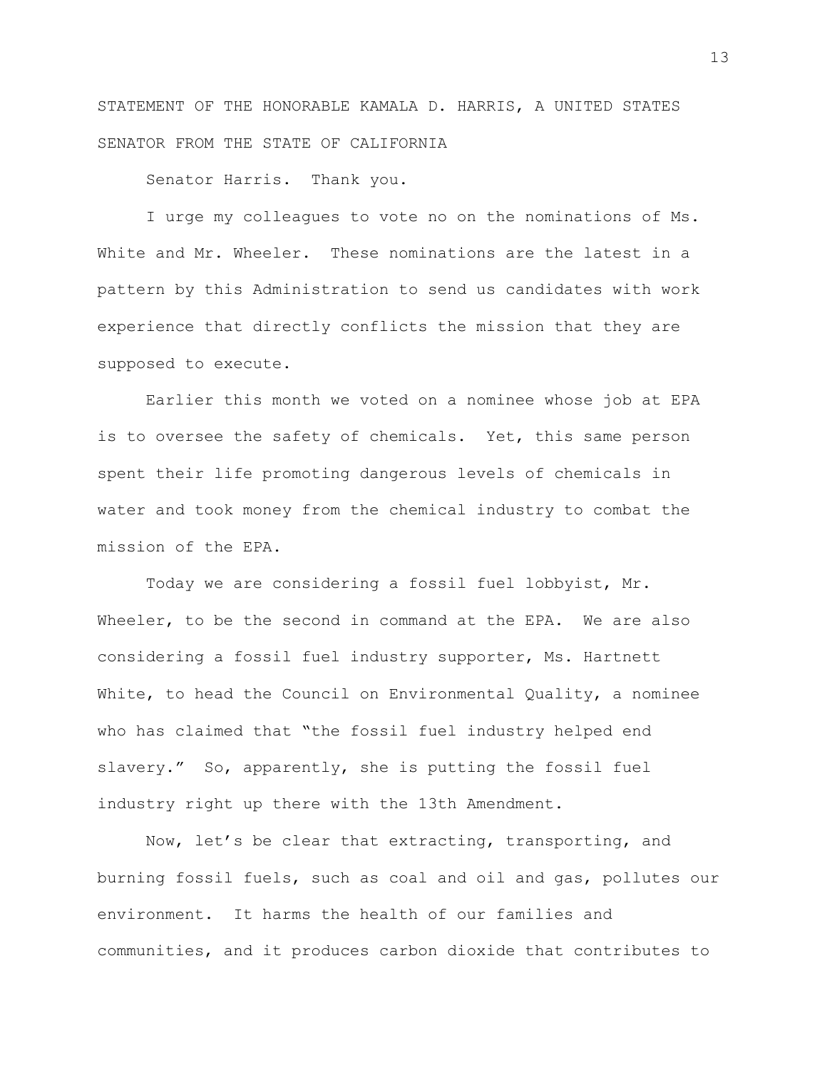STATEMENT OF THE HONORABLE KAMALA D. HARRIS, A UNITED STATES SENATOR FROM THE STATE OF CALIFORNIA

Senator Harris. Thank you.

I urge my colleagues to vote no on the nominations of Ms. White and Mr. Wheeler. These nominations are the latest in a pattern by this Administration to send us candidates with work experience that directly conflicts the mission that they are supposed to execute.

Earlier this month we voted on a nominee whose job at EPA is to oversee the safety of chemicals. Yet, this same person spent their life promoting dangerous levels of chemicals in water and took money from the chemical industry to combat the mission of the EPA.

Today we are considering a fossil fuel lobbyist, Mr. Wheeler, to be the second in command at the EPA. We are also considering a fossil fuel industry supporter, Ms. Hartnett White, to head the Council on Environmental Quality, a nominee who has claimed that "the fossil fuel industry helped end slavery." So, apparently, she is putting the fossil fuel industry right up there with the 13th Amendment.

Now, let's be clear that extracting, transporting, and burning fossil fuels, such as coal and oil and gas, pollutes our environment. It harms the health of our families and communities, and it produces carbon dioxide that contributes to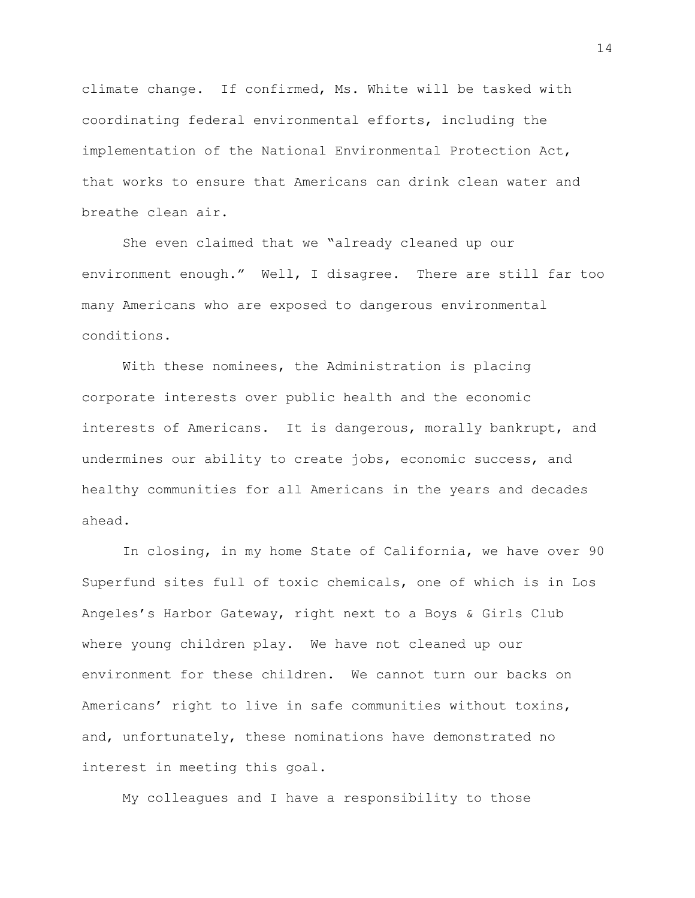climate change. If confirmed, Ms. White will be tasked with coordinating federal environmental efforts, including the implementation of the National Environmental Protection Act, that works to ensure that Americans can drink clean water and breathe clean air.

She even claimed that we "already cleaned up our environment enough." Well, I disagree. There are still far too many Americans who are exposed to dangerous environmental conditions.

With these nominees, the Administration is placing corporate interests over public health and the economic interests of Americans. It is dangerous, morally bankrupt, and undermines our ability to create jobs, economic success, and healthy communities for all Americans in the years and decades ahead.

In closing, in my home State of California, we have over 90 Superfund sites full of toxic chemicals, one of which is in Los Angeles's Harbor Gateway, right next to a Boys & Girls Club where young children play. We have not cleaned up our environment for these children. We cannot turn our backs on Americans' right to live in safe communities without toxins, and, unfortunately, these nominations have demonstrated no interest in meeting this goal.

My colleagues and I have a responsibility to those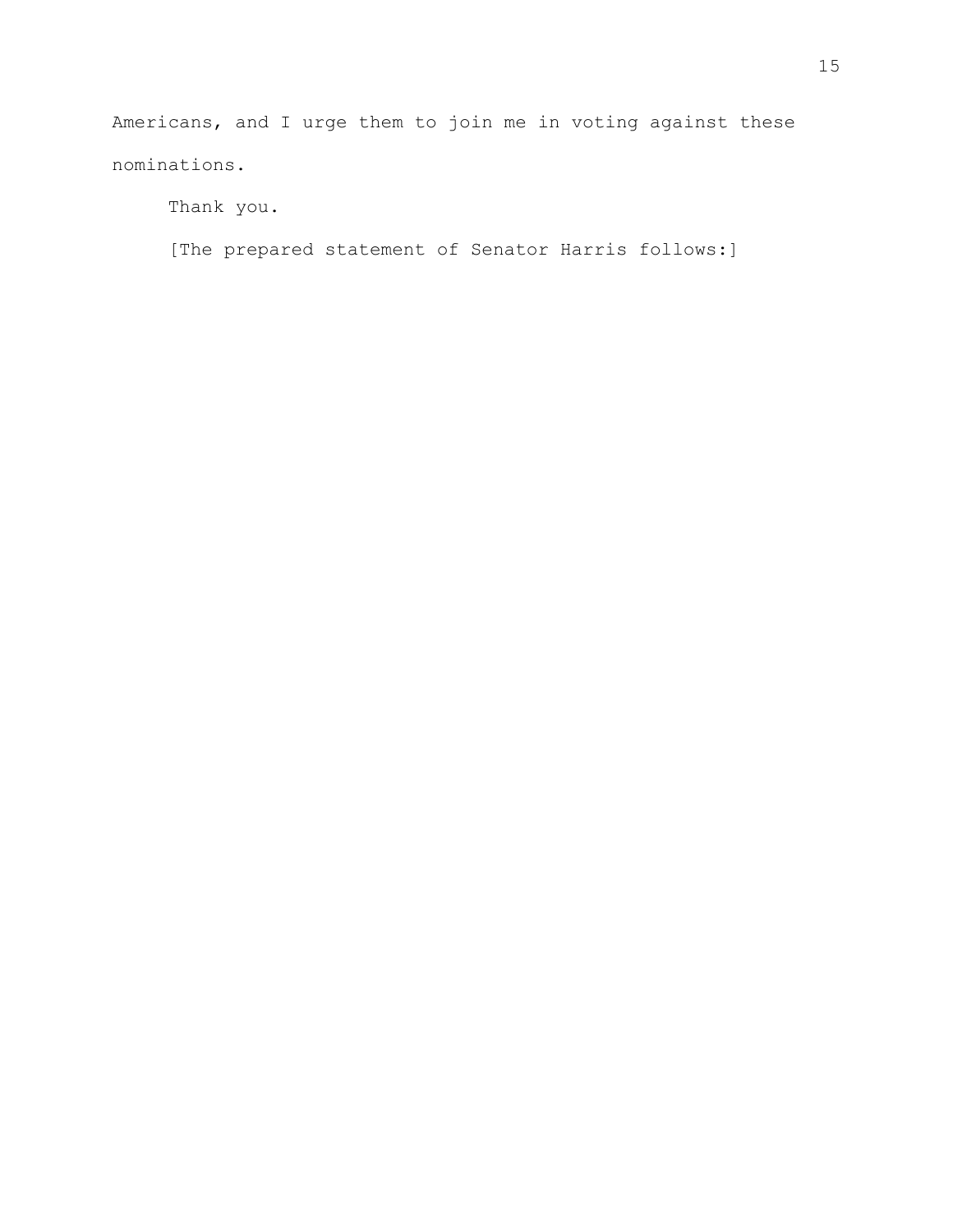Americans, and I urge them to join me in voting against these nominations.

Thank you.

[The prepared statement of Senator Harris follows:]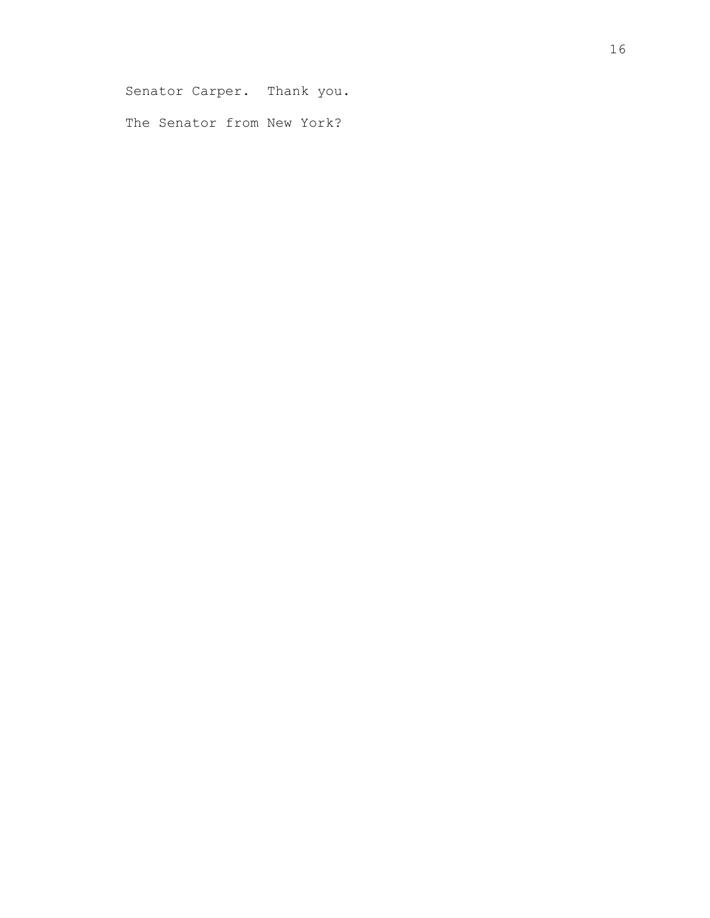Senator Carper. Thank you.

The Senator from New York?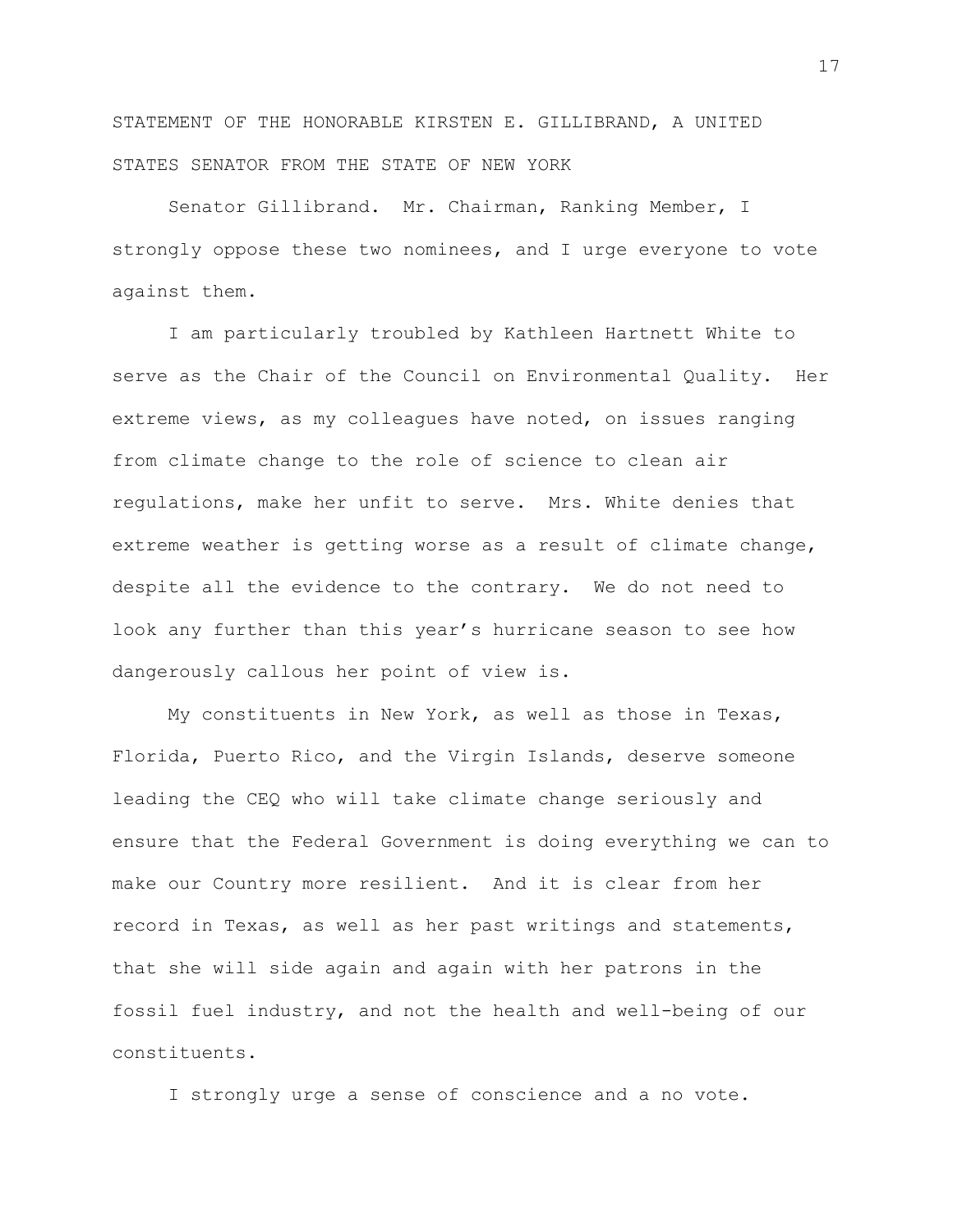STATEMENT OF THE HONORABLE KIRSTEN E. GILLIBRAND, A UNITED STATES SENATOR FROM THE STATE OF NEW YORK

Senator Gillibrand. Mr. Chairman, Ranking Member, I strongly oppose these two nominees, and I urge everyone to vote against them.

I am particularly troubled by Kathleen Hartnett White to serve as the Chair of the Council on Environmental Quality. Her extreme views, as my colleagues have noted, on issues ranging from climate change to the role of science to clean air regulations, make her unfit to serve. Mrs. White denies that extreme weather is getting worse as a result of climate change, despite all the evidence to the contrary. We do not need to look any further than this year's hurricane season to see how dangerously callous her point of view is.

My constituents in New York, as well as those in Texas, Florida, Puerto Rico, and the Virgin Islands, deserve someone leading the CEQ who will take climate change seriously and ensure that the Federal Government is doing everything we can to make our Country more resilient. And it is clear from her record in Texas, as well as her past writings and statements, that she will side again and again with her patrons in the fossil fuel industry, and not the health and well-being of our constituents.

I strongly urge a sense of conscience and a no vote.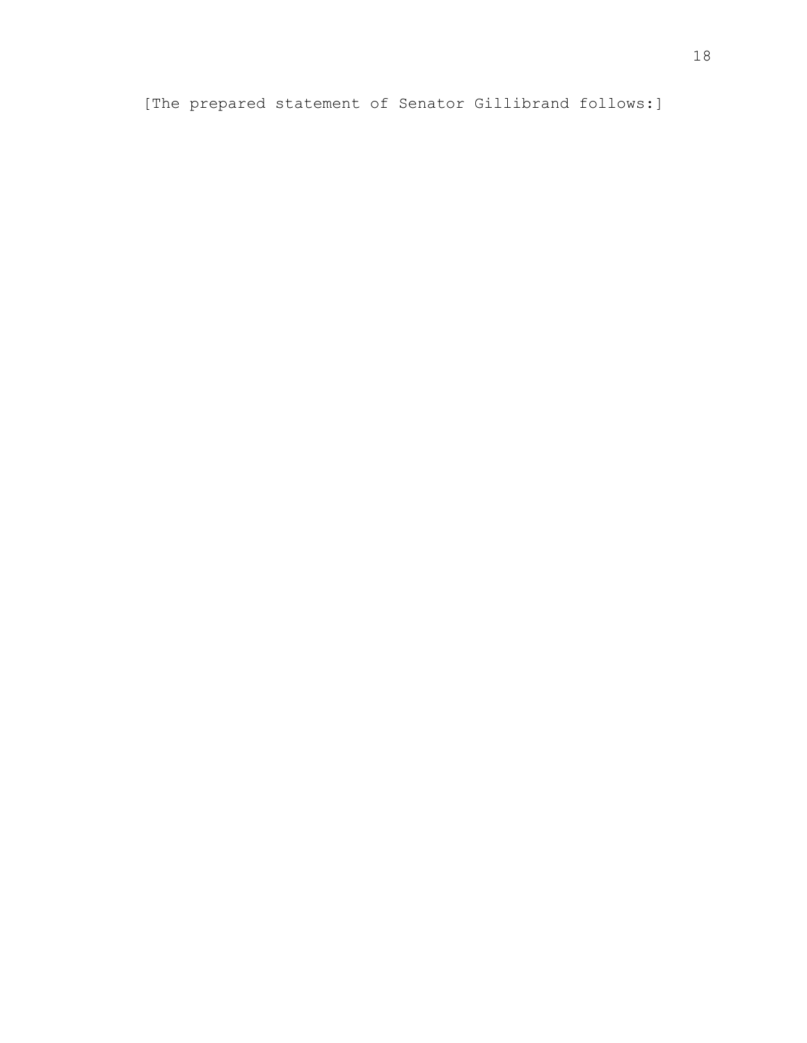[The prepared statement of Senator Gillibrand follows:]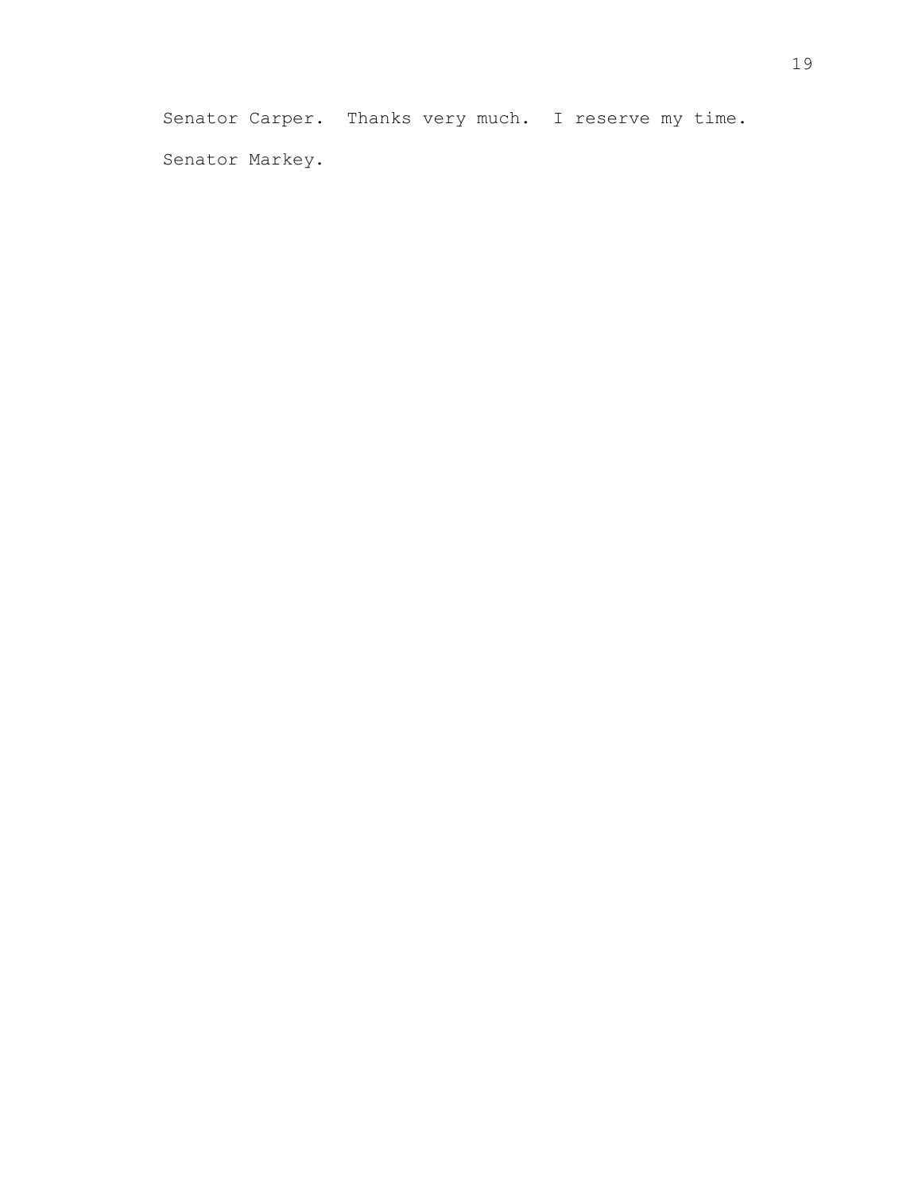Senator Carper. Thanks very much. I reserve my time.

Senator Markey.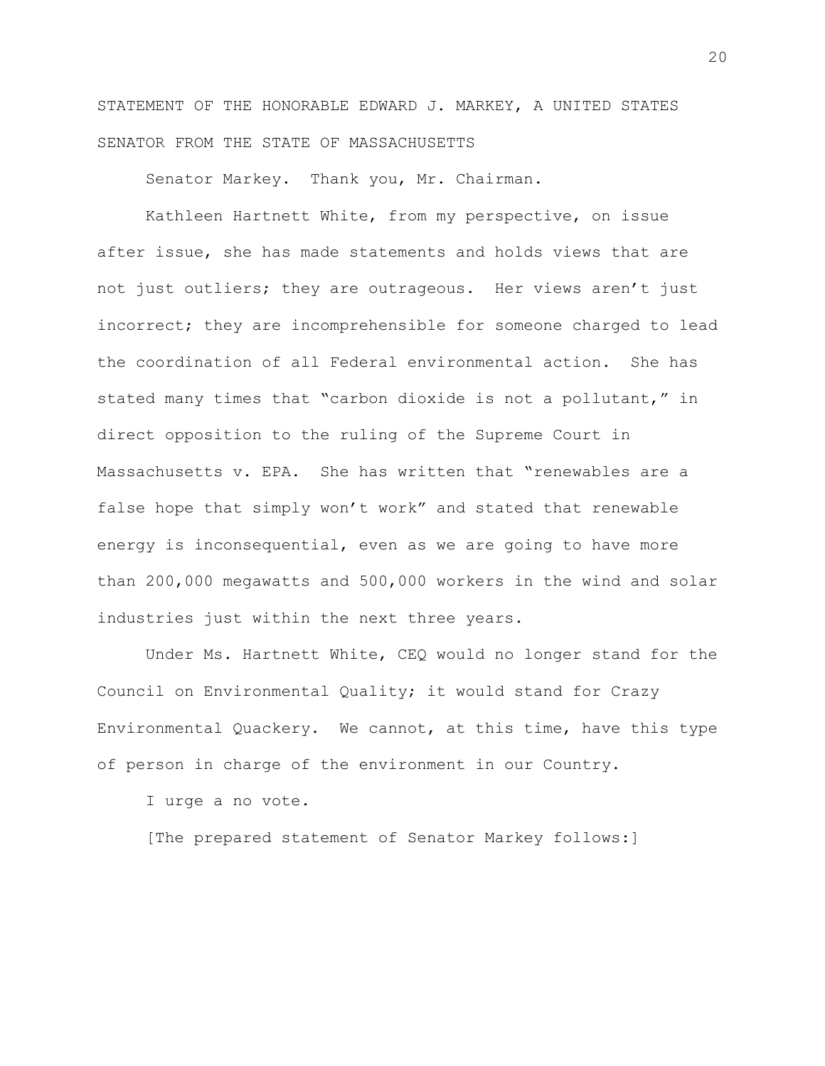STATEMENT OF THE HONORABLE EDWARD J. MARKEY, A UNITED STATES SENATOR FROM THE STATE OF MASSACHUSETTS

Senator Markey. Thank you, Mr. Chairman.

Kathleen Hartnett White, from my perspective, on issue after issue, she has made statements and holds views that are not just outliers; they are outrageous. Her views aren't just incorrect; they are incomprehensible for someone charged to lead the coordination of all Federal environmental action. She has stated many times that "carbon dioxide is not a pollutant," in direct opposition to the ruling of the Supreme Court in Massachusetts v. EPA. She has written that "renewables are a false hope that simply won't work" and stated that renewable energy is inconsequential, even as we are going to have more than 200,000 megawatts and 500,000 workers in the wind and solar industries just within the next three years.

Under Ms. Hartnett White, CEQ would no longer stand for the Council on Environmental Quality; it would stand for Crazy Environmental Quackery. We cannot, at this time, have this type of person in charge of the environment in our Country.

I urge a no vote.

[The prepared statement of Senator Markey follows:]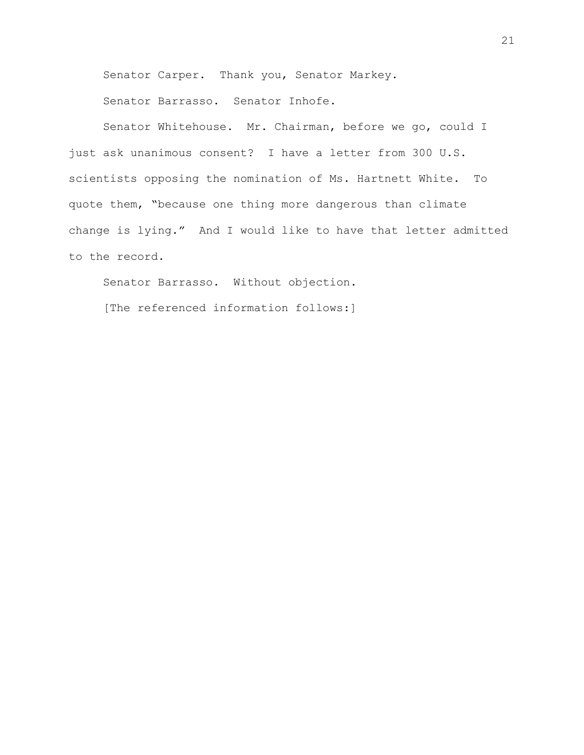Senator Carper. Thank you, Senator Markey.

Senator Barrasso. Senator Inhofe.

Senator Whitehouse. Mr. Chairman, before we go, could I just ask unanimous consent? I have a letter from 300 U.S. scientists opposing the nomination of Ms. Hartnett White. To quote them, "because one thing more dangerous than climate change is lying." And I would like to have that letter admitted to the record.

Senator Barrasso. Without objection.

[The referenced information follows:]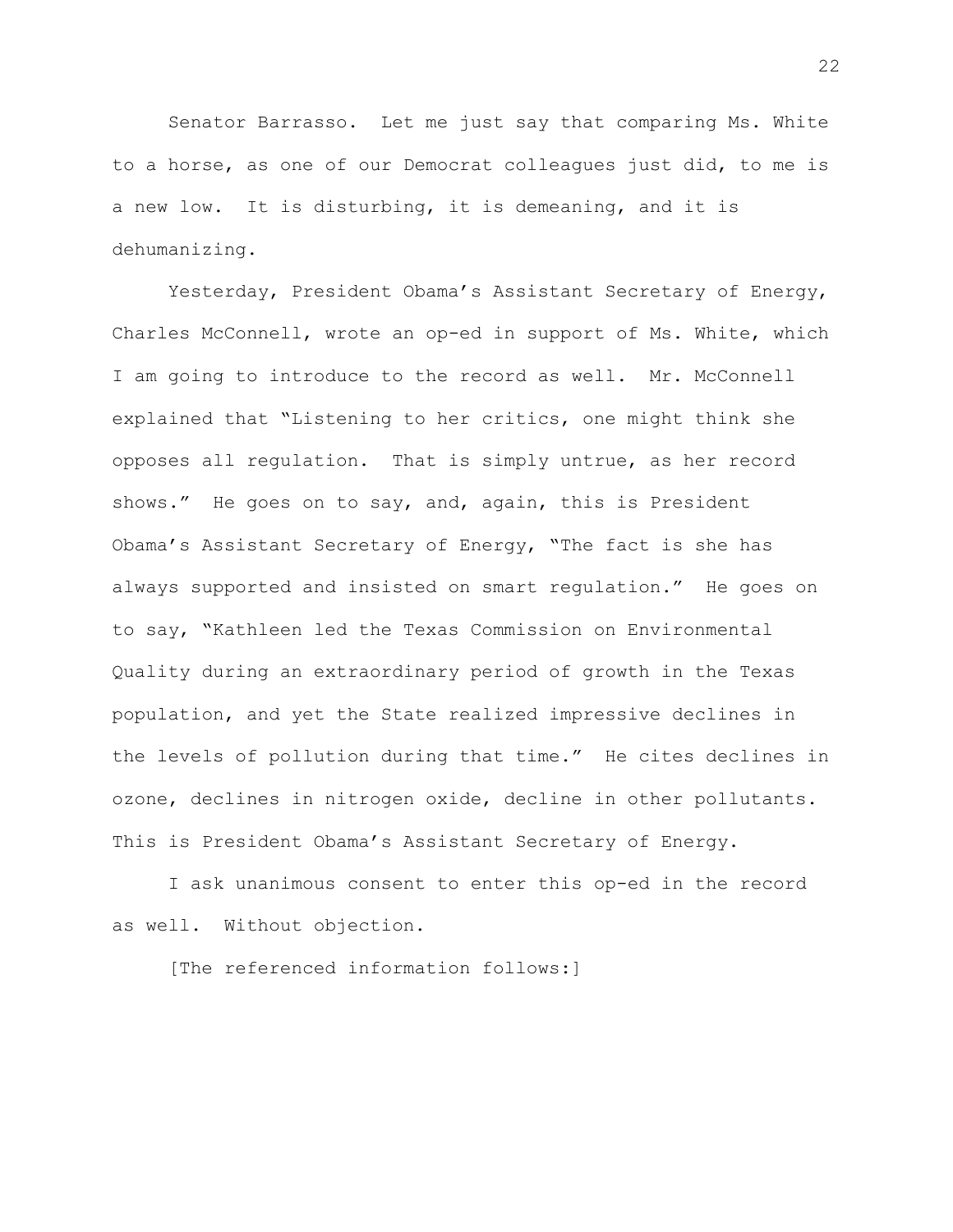Senator Barrasso. Let me just say that comparing Ms. White to a horse, as one of our Democrat colleagues just did, to me is a new low. It is disturbing, it is demeaning, and it is dehumanizing.

Yesterday, President Obama's Assistant Secretary of Energy, Charles McConnell, wrote an op-ed in support of Ms. White, which I am going to introduce to the record as well. Mr. McConnell explained that "Listening to her critics, one might think she opposes all regulation. That is simply untrue, as her record shows." He goes on to say, and, again, this is President Obama's Assistant Secretary of Energy, "The fact is she has always supported and insisted on smart regulation." He goes on to say, "Kathleen led the Texas Commission on Environmental Quality during an extraordinary period of growth in the Texas population, and yet the State realized impressive declines in the levels of pollution during that time." He cites declines in ozone, declines in nitrogen oxide, decline in other pollutants. This is President Obama's Assistant Secretary of Energy.

I ask unanimous consent to enter this op-ed in the record as well. Without objection.

[The referenced information follows:]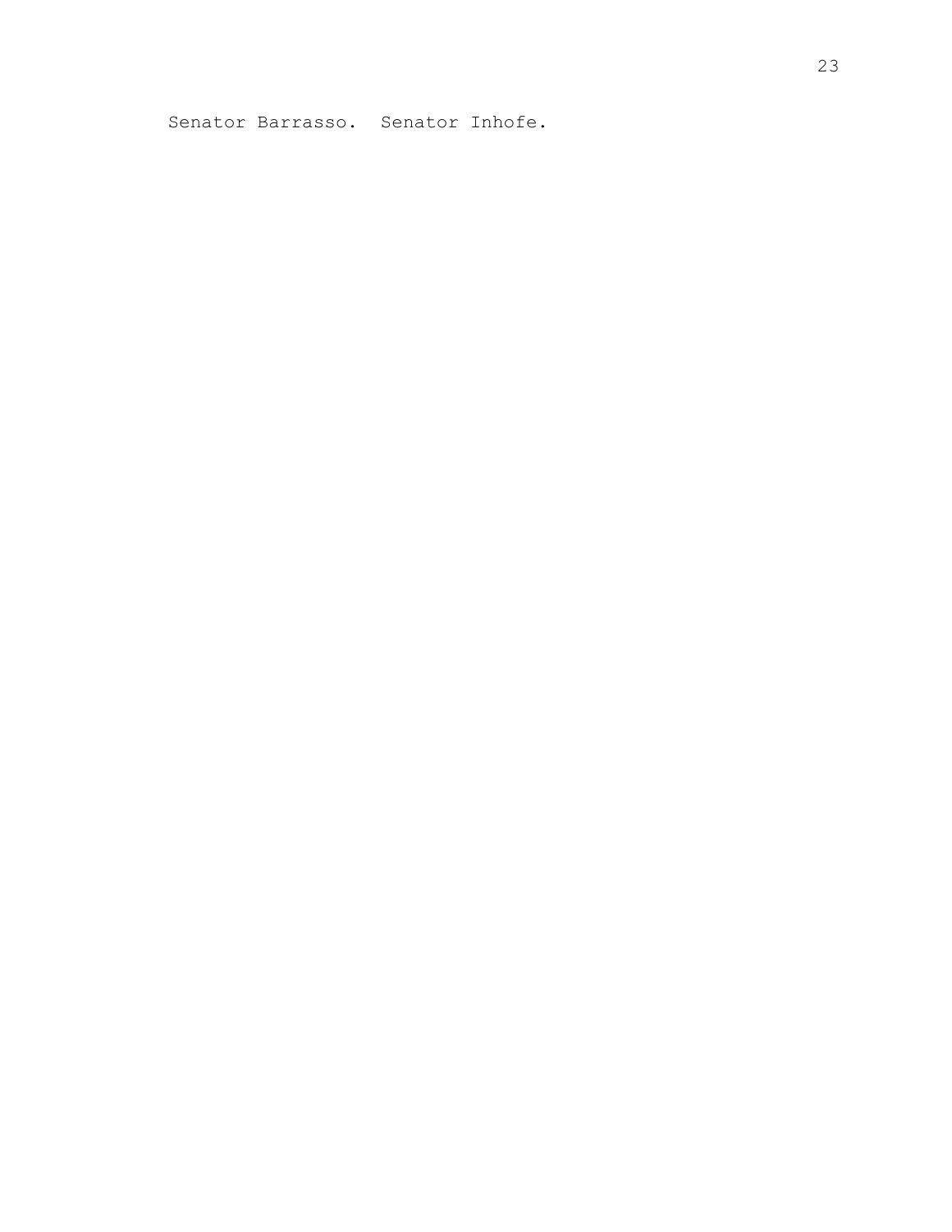Senator Barrasso. Senator Inhofe.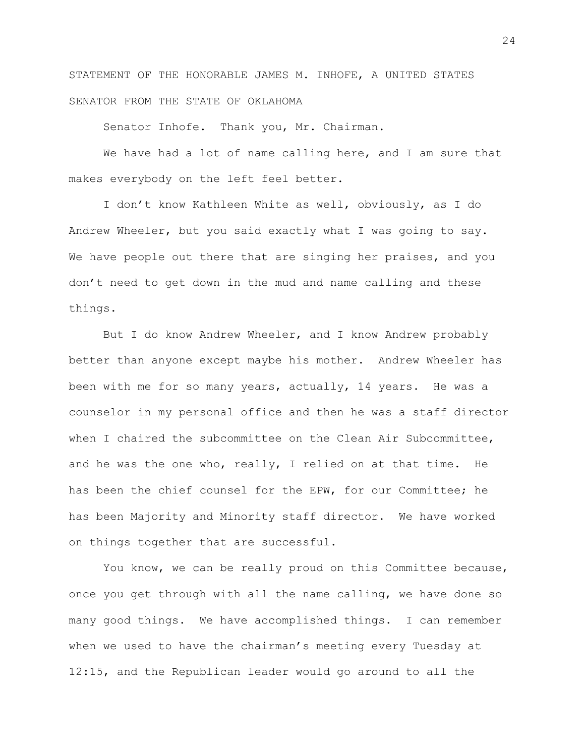STATEMENT OF THE HONORABLE JAMES M. INHOFE, A UNITED STATES SENATOR FROM THE STATE OF OKLAHOMA

Senator Inhofe. Thank you, Mr. Chairman.

We have had a lot of name calling here, and I am sure that makes everybody on the left feel better.

I don't know Kathleen White as well, obviously, as I do Andrew Wheeler, but you said exactly what I was going to say. We have people out there that are singing her praises, and you don't need to get down in the mud and name calling and these things.

But I do know Andrew Wheeler, and I know Andrew probably better than anyone except maybe his mother. Andrew Wheeler has been with me for so many years, actually, 14 years. He was a counselor in my personal office and then he was a staff director when I chaired the subcommittee on the Clean Air Subcommittee, and he was the one who, really, I relied on at that time. He has been the chief counsel for the EPW, for our Committee; he has been Majority and Minority staff director. We have worked on things together that are successful.

You know, we can be really proud on this Committee because, once you get through with all the name calling, we have done so many good things. We have accomplished things. I can remember when we used to have the chairman's meeting every Tuesday at 12:15, and the Republican leader would go around to all the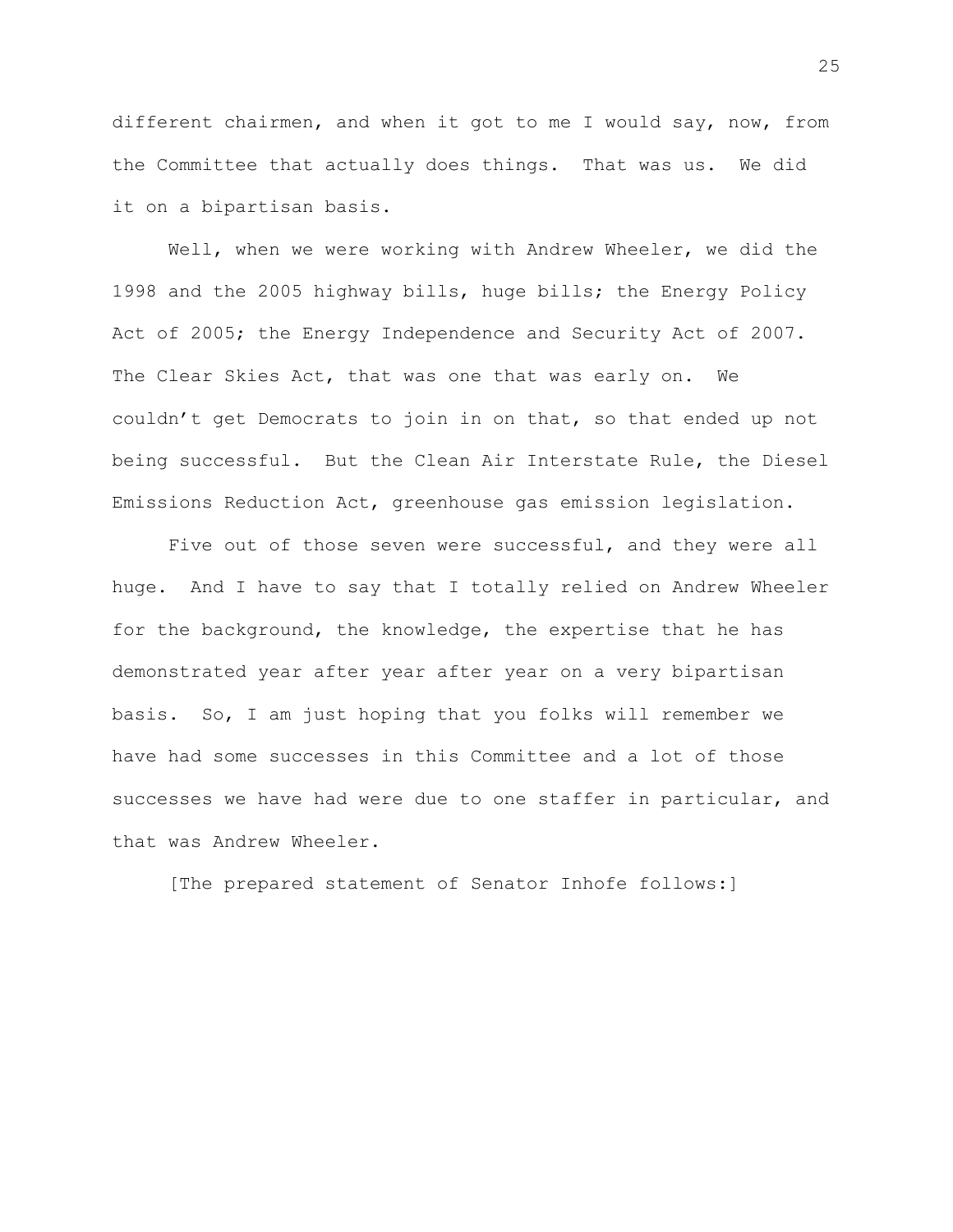different chairmen, and when it got to me I would say, now, from the Committee that actually does things. That was us. We did it on a bipartisan basis.

Well, when we were working with Andrew Wheeler, we did the 1998 and the 2005 highway bills, huge bills; the Energy Policy Act of 2005; the Energy Independence and Security Act of 2007. The Clear Skies Act, that was one that was early on. We couldn't get Democrats to join in on that, so that ended up not being successful. But the Clean Air Interstate Rule, the Diesel Emissions Reduction Act, greenhouse gas emission legislation.

Five out of those seven were successful, and they were all huge. And I have to say that I totally relied on Andrew Wheeler for the background, the knowledge, the expertise that he has demonstrated year after year after year on a very bipartisan basis. So, I am just hoping that you folks will remember we have had some successes in this Committee and a lot of those successes we have had were due to one staffer in particular, and that was Andrew Wheeler.

[The prepared statement of Senator Inhofe follows:]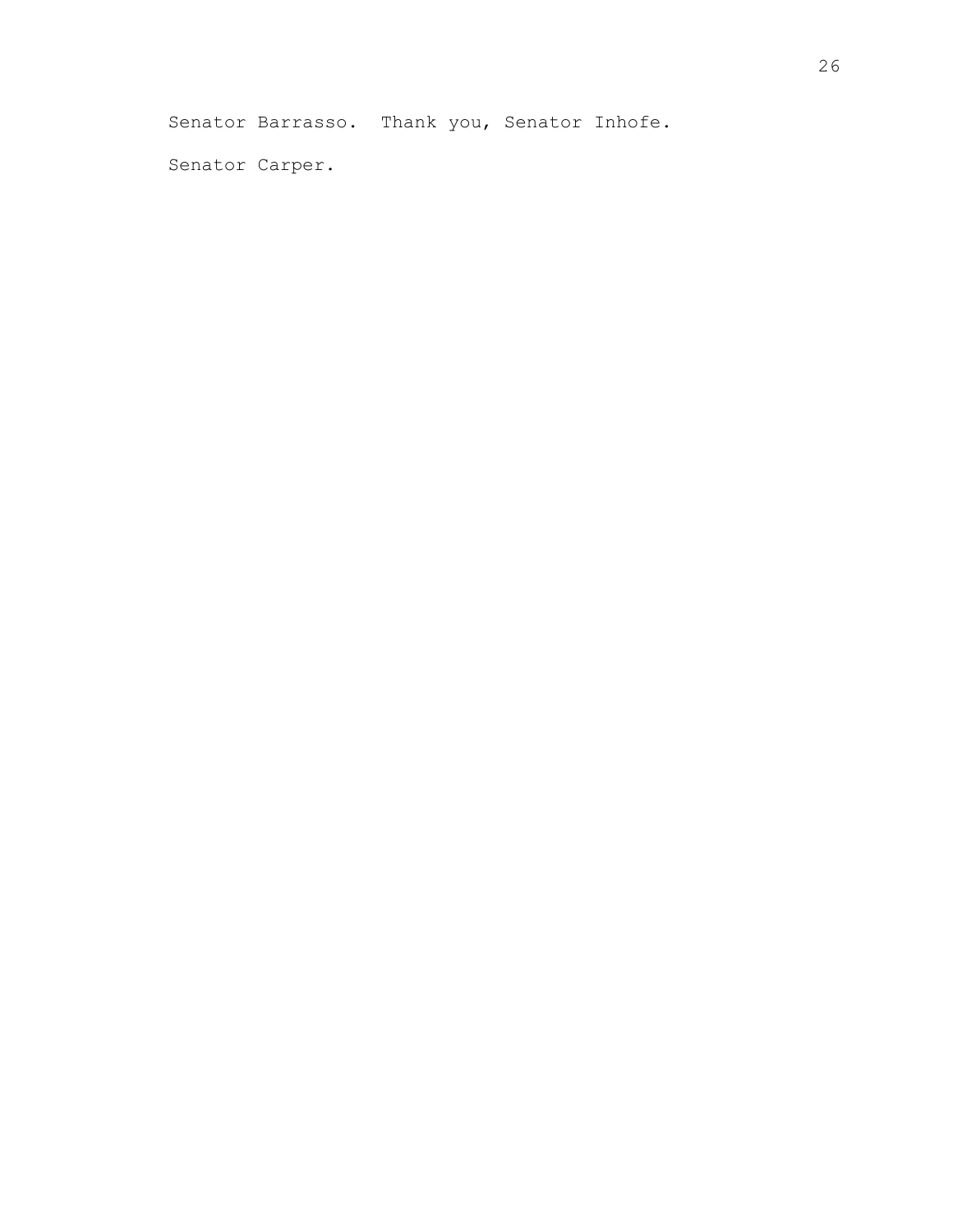Senator Barrasso. Thank you, Senator Inhofe.

Senator Carper.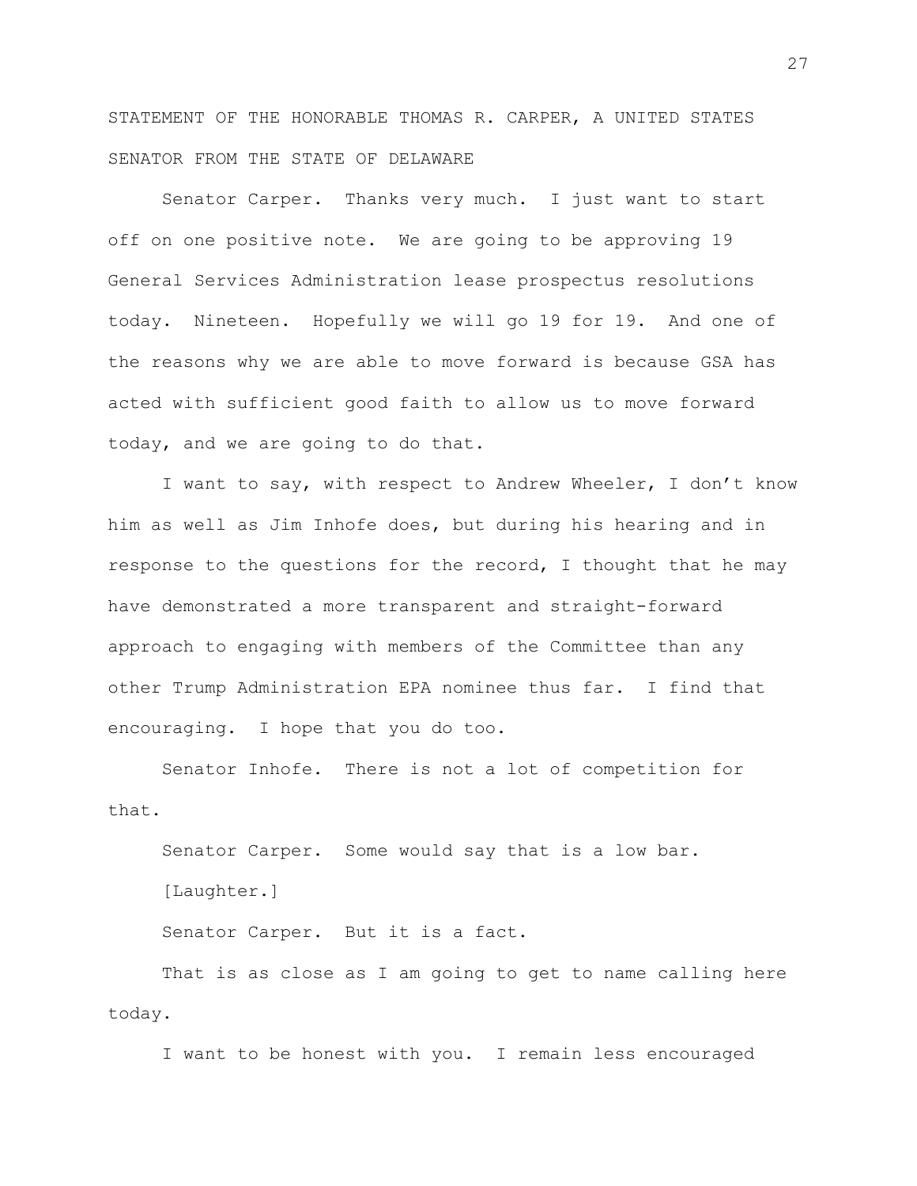STATEMENT OF THE HONORABLE THOMAS R. CARPER, A UNITED STATES SENATOR FROM THE STATE OF DELAWARE

Senator Carper. Thanks very much. I just want to start off on one positive note. We are going to be approving 19 General Services Administration lease prospectus resolutions today. Nineteen. Hopefully we will go 19 for 19. And one of the reasons why we are able to move forward is because GSA has acted with sufficient good faith to allow us to move forward today, and we are going to do that.

I want to say, with respect to Andrew Wheeler, I don't know him as well as Jim Inhofe does, but during his hearing and in response to the questions for the record, I thought that he may have demonstrated a more transparent and straight-forward approach to engaging with members of the Committee than any other Trump Administration EPA nominee thus far. I find that encouraging. I hope that you do too.

Senator Inhofe. There is not a lot of competition for that.

Senator Carper. Some would say that is a low bar.

[Laughter.]

Senator Carper. But it is a fact.

That is as close as I am going to get to name calling here today.

I want to be honest with you. I remain less encouraged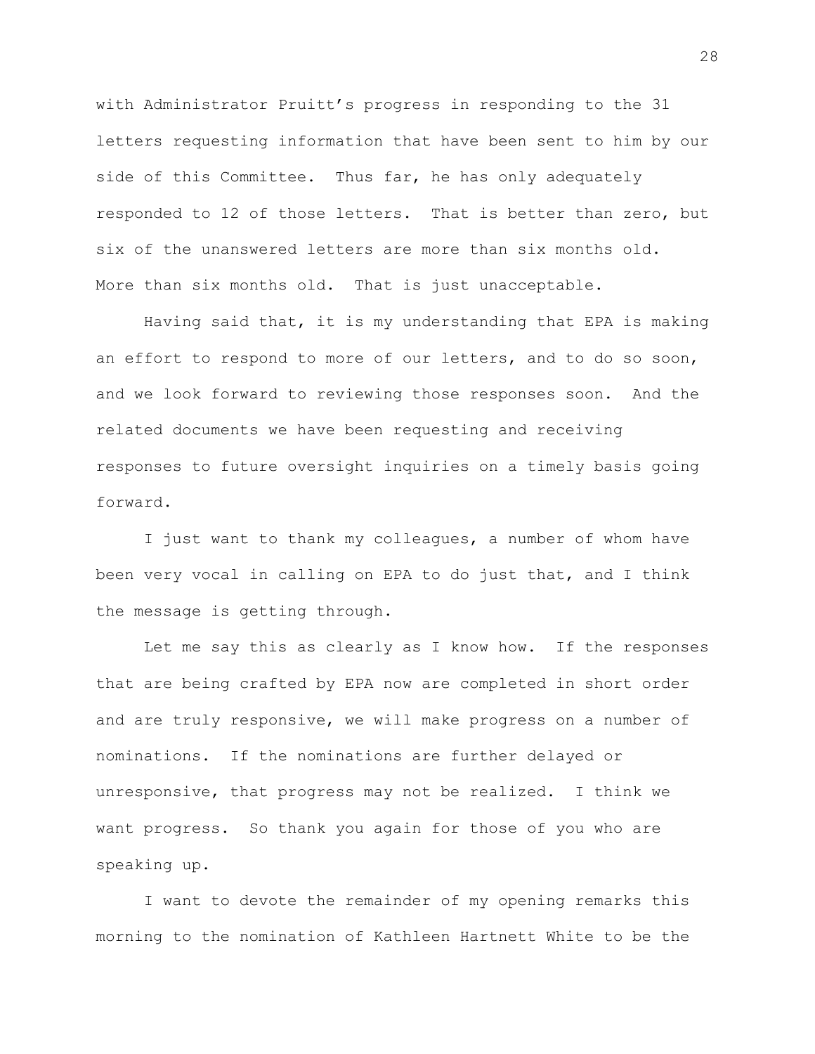with Administrator Pruitt's progress in responding to the 31 letters requesting information that have been sent to him by our side of this Committee. Thus far, he has only adequately responded to 12 of those letters. That is better than zero, but six of the unanswered letters are more than six months old. More than six months old. That is just unacceptable.

Having said that, it is my understanding that EPA is making an effort to respond to more of our letters, and to do so soon, and we look forward to reviewing those responses soon. And the related documents we have been requesting and receiving responses to future oversight inquiries on a timely basis going forward.

I just want to thank my colleagues, a number of whom have been very vocal in calling on EPA to do just that, and I think the message is getting through.

Let me say this as clearly as I know how. If the responses that are being crafted by EPA now are completed in short order and are truly responsive, we will make progress on a number of nominations. If the nominations are further delayed or unresponsive, that progress may not be realized. I think we want progress. So thank you again for those of you who are speaking up.

I want to devote the remainder of my opening remarks this morning to the nomination of Kathleen Hartnett White to be the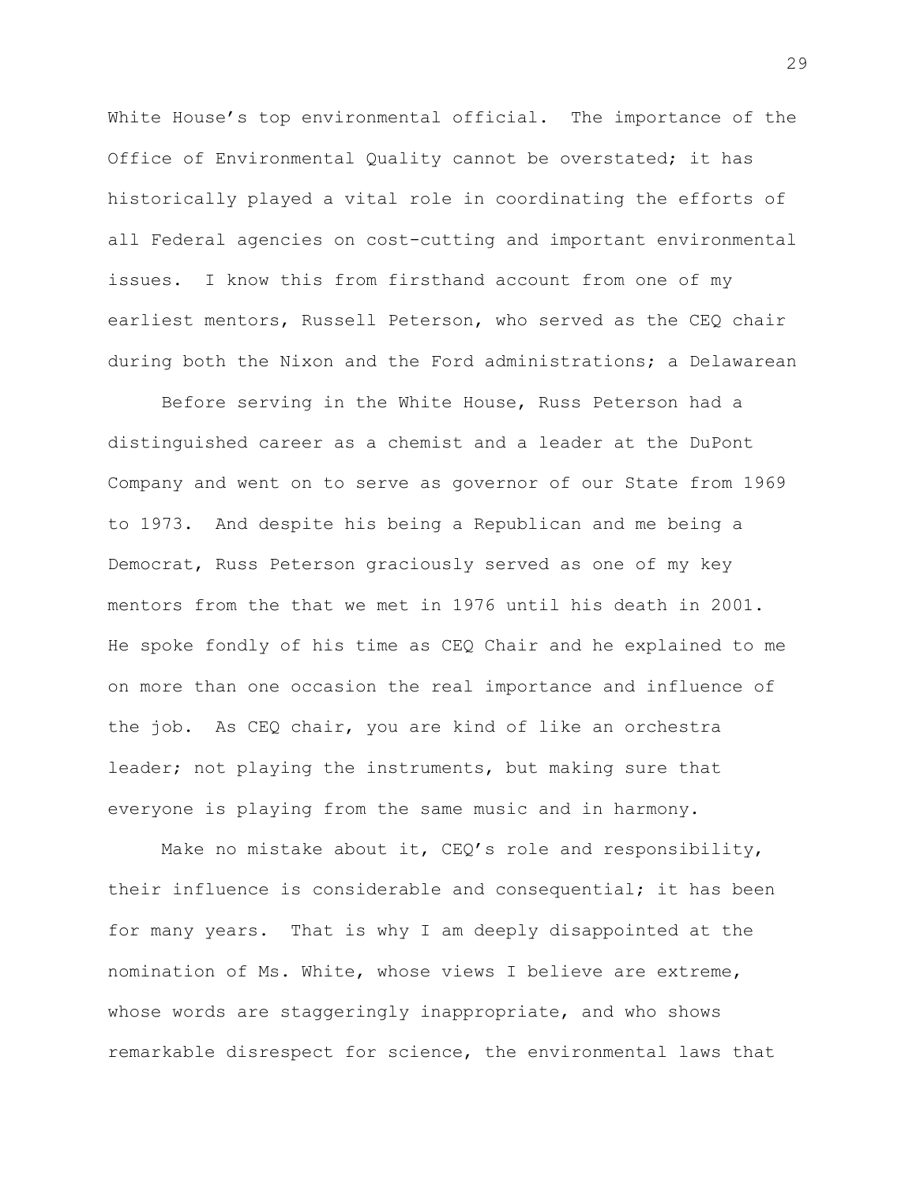White House's top environmental official. The importance of the Office of Environmental Quality cannot be overstated; it has historically played a vital role in coordinating the efforts of all Federal agencies on cost-cutting and important environmental issues. I know this from firsthand account from one of my earliest mentors, Russell Peterson, who served as the CEQ chair during both the Nixon and the Ford administrations; a Delawarean

Before serving in the White House, Russ Peterson had a distinguished career as a chemist and a leader at the DuPont Company and went on to serve as governor of our State from 1969 to 1973. And despite his being a Republican and me being a Democrat, Russ Peterson graciously served as one of my key mentors from the that we met in 1976 until his death in 2001. He spoke fondly of his time as CEQ Chair and he explained to me on more than one occasion the real importance and influence of the job. As CEQ chair, you are kind of like an orchestra leader; not playing the instruments, but making sure that everyone is playing from the same music and in harmony.

Make no mistake about it, CEQ's role and responsibility, their influence is considerable and consequential; it has been for many years. That is why I am deeply disappointed at the nomination of Ms. White, whose views I believe are extreme, whose words are staggeringly inappropriate, and who shows remarkable disrespect for science, the environmental laws that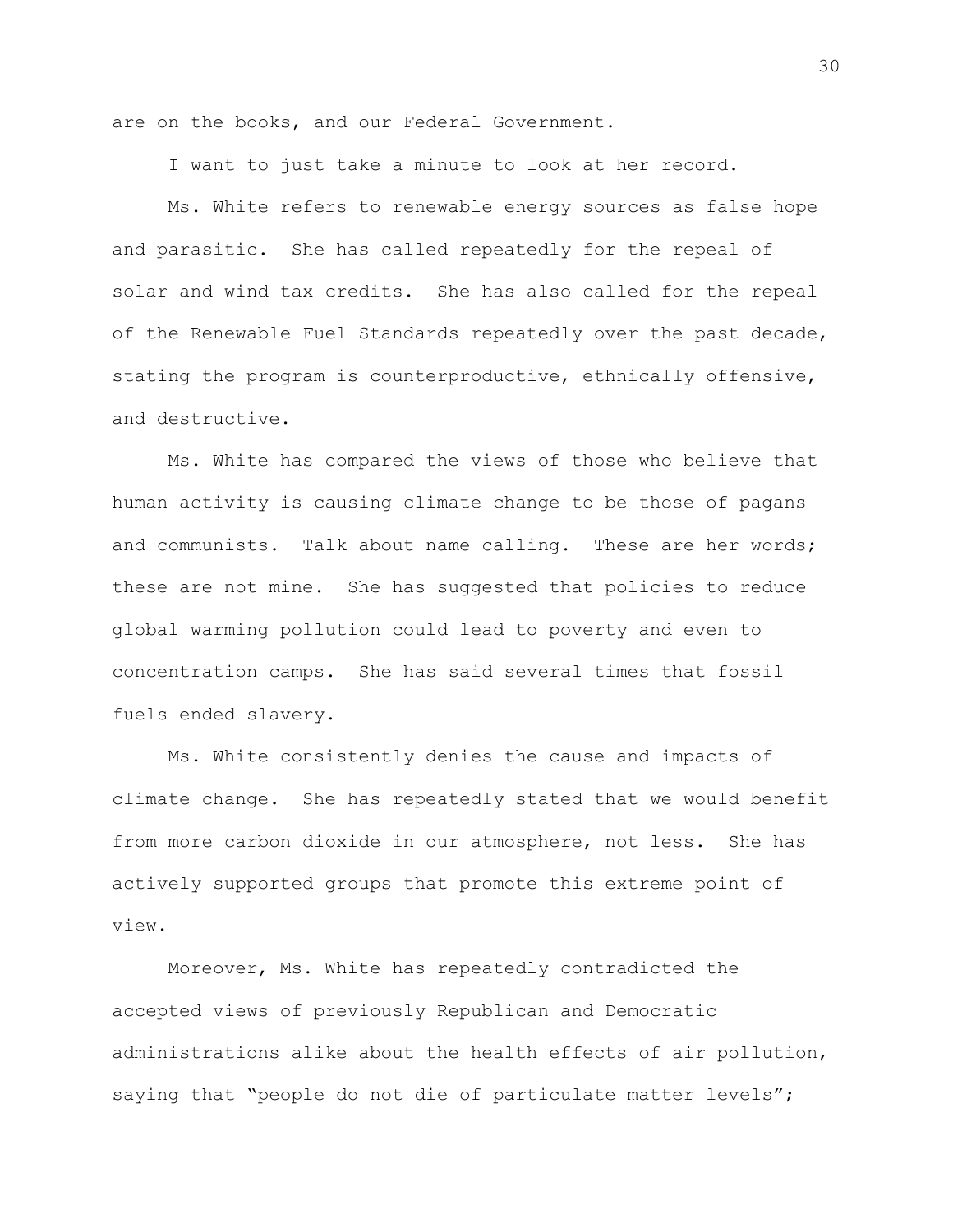are on the books, and our Federal Government.

I want to just take a minute to look at her record.

Ms. White refers to renewable energy sources as false hope and parasitic. She has called repeatedly for the repeal of solar and wind tax credits. She has also called for the repeal of the Renewable Fuel Standards repeatedly over the past decade, stating the program is counterproductive, ethnically offensive, and destructive.

Ms. White has compared the views of those who believe that human activity is causing climate change to be those of pagans and communists. Talk about name calling. These are her words; these are not mine. She has suggested that policies to reduce global warming pollution could lead to poverty and even to concentration camps. She has said several times that fossil fuels ended slavery.

Ms. White consistently denies the cause and impacts of climate change. She has repeatedly stated that we would benefit from more carbon dioxide in our atmosphere, not less. She has actively supported groups that promote this extreme point of view.

Moreover, Ms. White has repeatedly contradicted the accepted views of previously Republican and Democratic administrations alike about the health effects of air pollution, saying that "people do not die of particulate matter levels";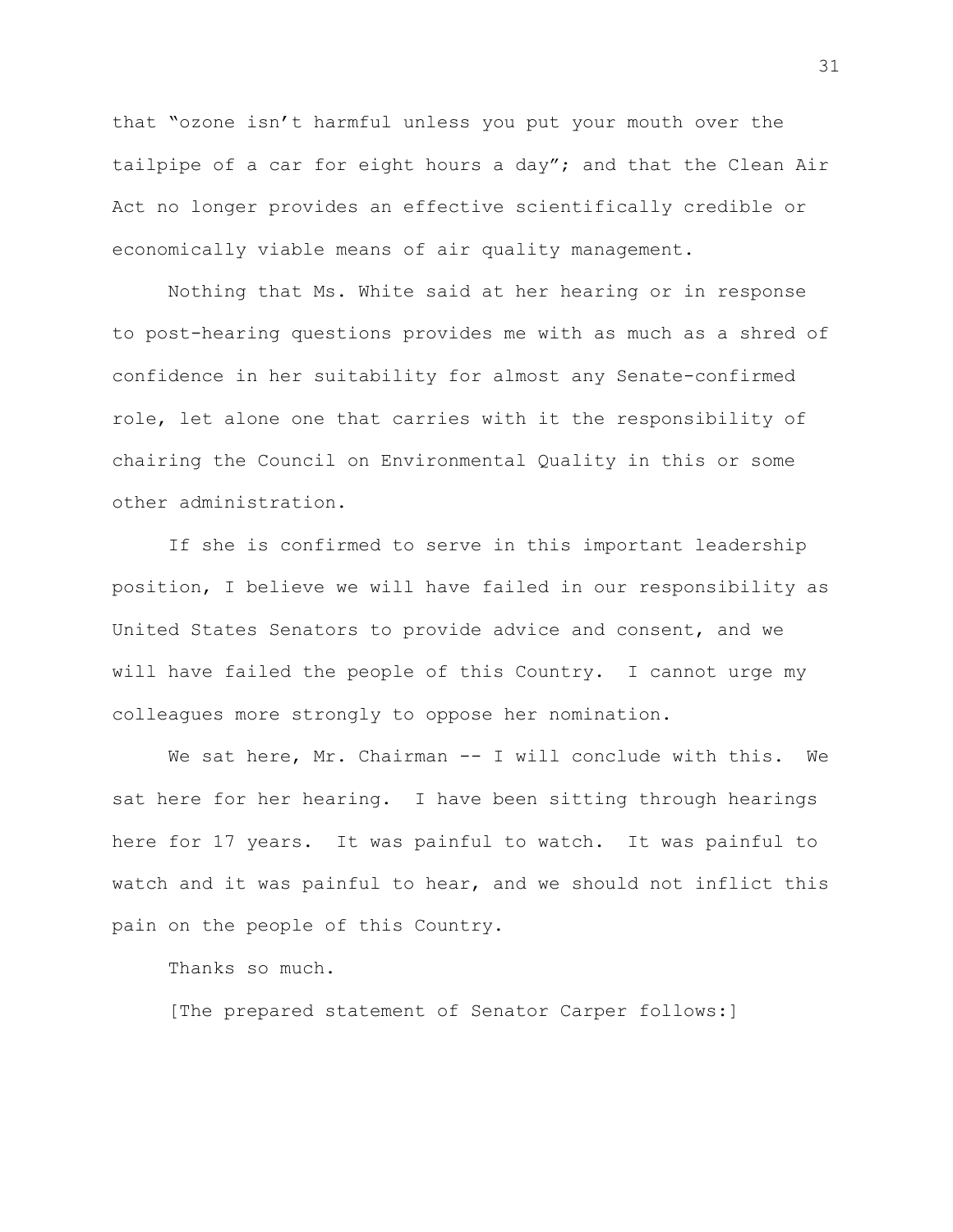that "ozone isn't harmful unless you put your mouth over the tailpipe of a car for eight hours a day"; and that the Clean Air Act no longer provides an effective scientifically credible or economically viable means of air quality management.

Nothing that Ms. White said at her hearing or in response to post-hearing questions provides me with as much as a shred of confidence in her suitability for almost any Senate-confirmed role, let alone one that carries with it the responsibility of chairing the Council on Environmental Quality in this or some other administration.

If she is confirmed to serve in this important leadership position, I believe we will have failed in our responsibility as United States Senators to provide advice and consent, and we will have failed the people of this Country. I cannot urge my colleagues more strongly to oppose her nomination.

We sat here, Mr. Chairman -- I will conclude with this. We sat here for her hearing. I have been sitting through hearings here for 17 years. It was painful to watch. It was painful to watch and it was painful to hear, and we should not inflict this pain on the people of this Country.

Thanks so much.

[The prepared statement of Senator Carper follows:]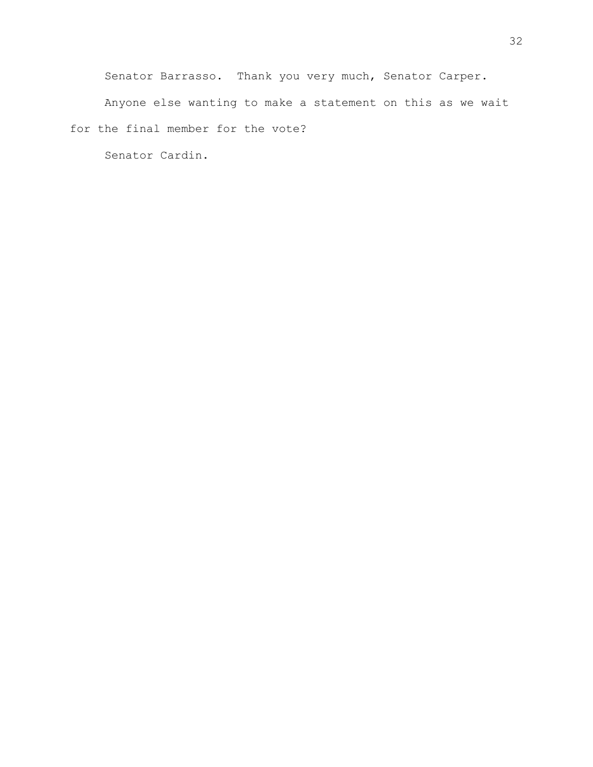Senator Barrasso. Thank you very much, Senator Carper.

Anyone else wanting to make a statement on this as we wait for the final member for the vote?

Senator Cardin.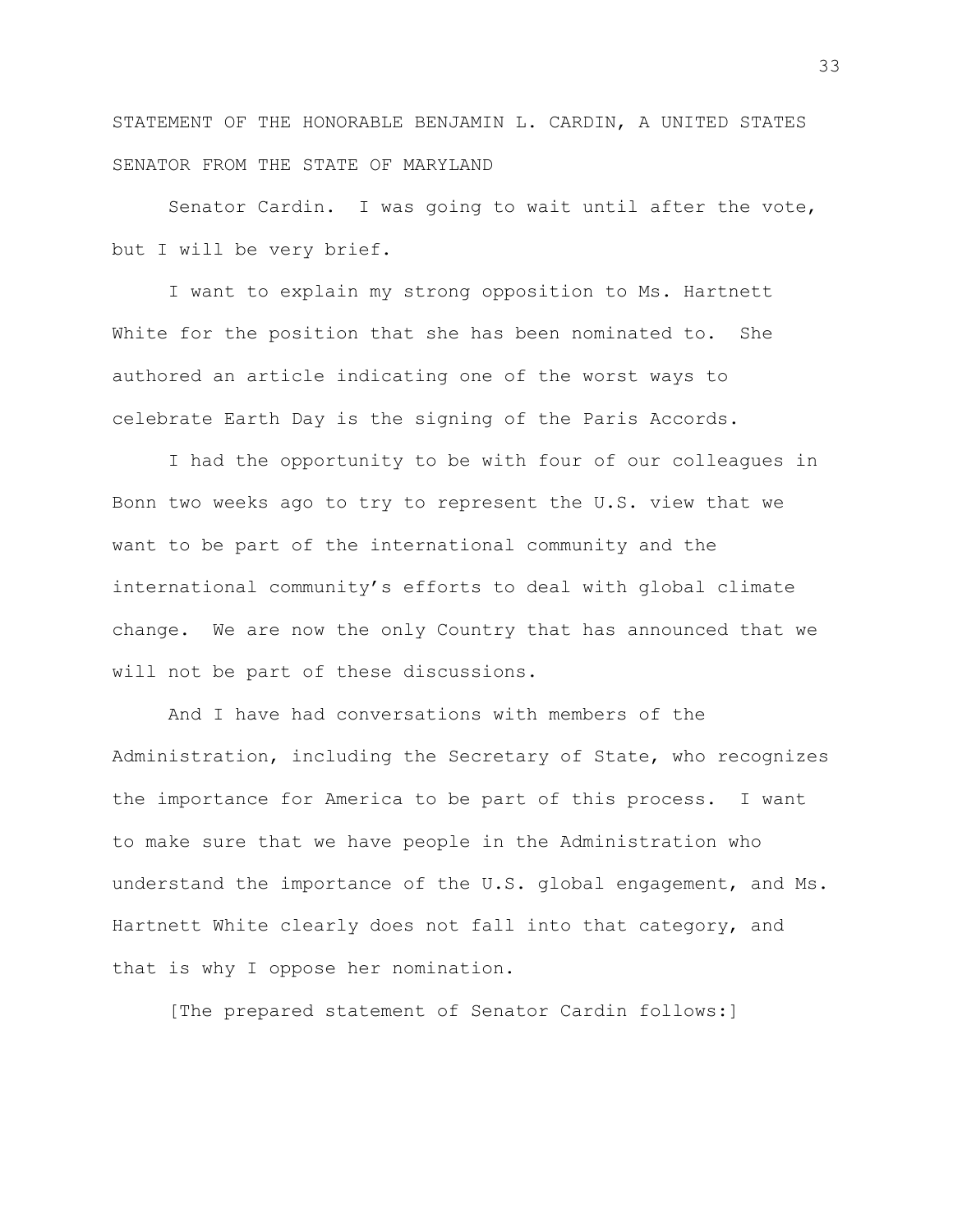STATEMENT OF THE HONORABLE BENJAMIN L. CARDIN, A UNITED STATES SENATOR FROM THE STATE OF MARYLAND

Senator Cardin. I was going to wait until after the vote, but I will be very brief.

I want to explain my strong opposition to Ms. Hartnett White for the position that she has been nominated to. She authored an article indicating one of the worst ways to celebrate Earth Day is the signing of the Paris Accords.

I had the opportunity to be with four of our colleagues in Bonn two weeks ago to try to represent the U.S. view that we want to be part of the international community and the international community's efforts to deal with global climate change. We are now the only Country that has announced that we will not be part of these discussions.

And I have had conversations with members of the Administration, including the Secretary of State, who recognizes the importance for America to be part of this process. I want to make sure that we have people in the Administration who understand the importance of the U.S. global engagement, and Ms. Hartnett White clearly does not fall into that category, and that is why I oppose her nomination.

[The prepared statement of Senator Cardin follows:]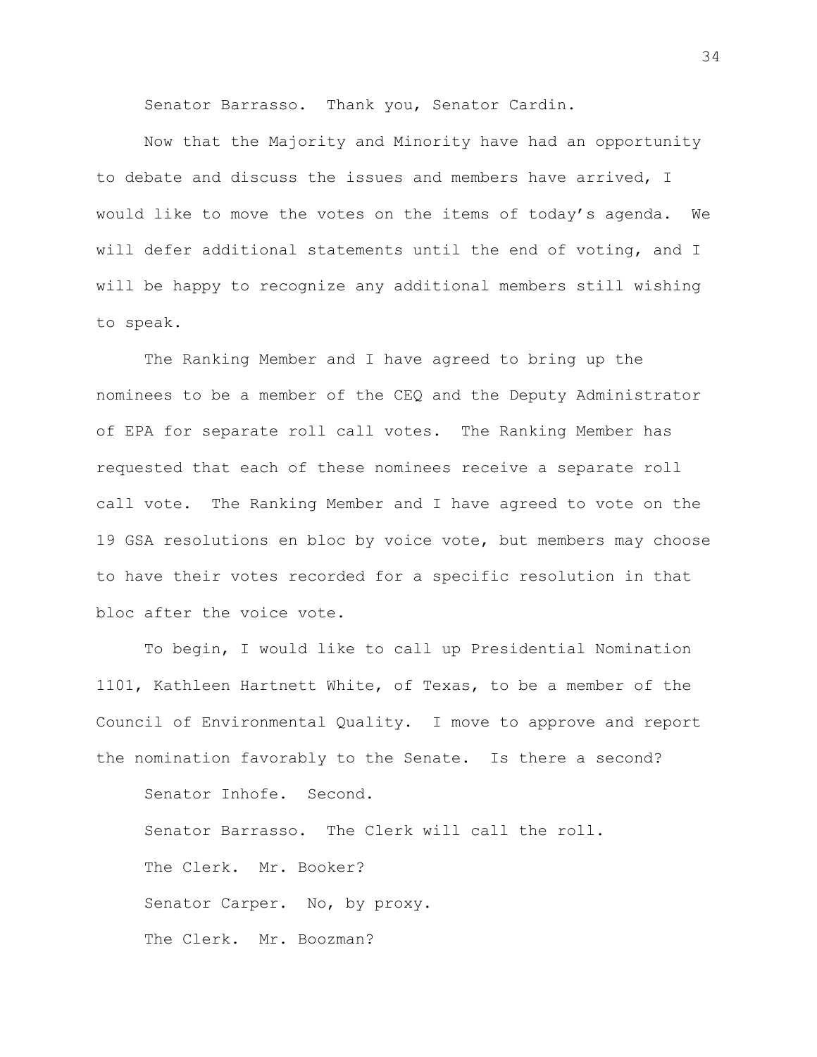Senator Barrasso. Thank you, Senator Cardin.

Now that the Majority and Minority have had an opportunity to debate and discuss the issues and members have arrived, I would like to move the votes on the items of today's agenda. We will defer additional statements until the end of voting, and I will be happy to recognize any additional members still wishing to speak.

The Ranking Member and I have agreed to bring up the nominees to be a member of the CEQ and the Deputy Administrator of EPA for separate roll call votes. The Ranking Member has requested that each of these nominees receive a separate roll call vote. The Ranking Member and I have agreed to vote on the 19 GSA resolutions en bloc by voice vote, but members may choose to have their votes recorded for a specific resolution in that bloc after the voice vote.

To begin, I would like to call up Presidential Nomination 1101, Kathleen Hartnett White, of Texas, to be a member of the Council of Environmental Quality. I move to approve and report the nomination favorably to the Senate. Is there a second?

Senator Inhofe. Second.

Senator Barrasso. The Clerk will call the roll.

The Clerk. Mr. Booker?

Senator Carper. No, by proxy.

The Clerk. Mr. Boozman?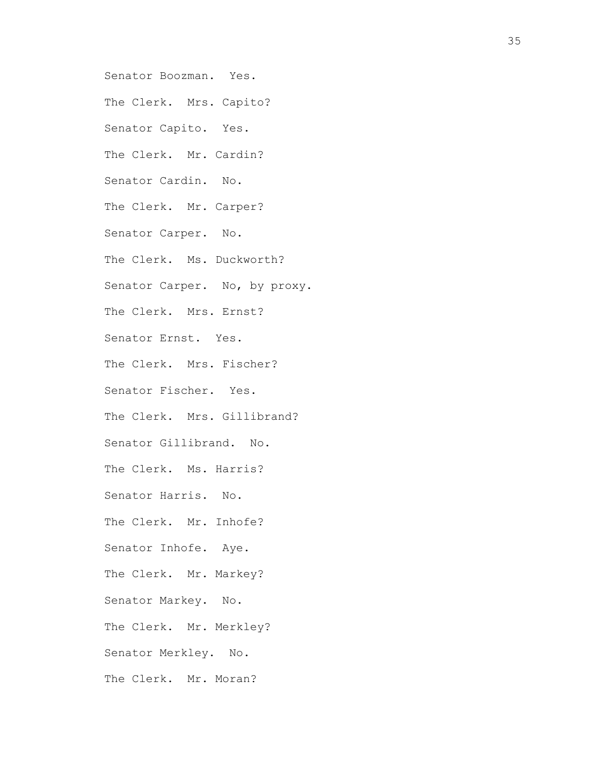Senator Boozman. Yes.

The Clerk. Mrs. Capito?

Senator Capito. Yes.

The Clerk. Mr. Cardin?

Senator Cardin. No.

The Clerk. Mr. Carper?

Senator Carper. No.

The Clerk. Ms. Duckworth?

Senator Carper. No, by proxy.

The Clerk. Mrs. Ernst?

Senator Ernst. Yes.

The Clerk. Mrs. Fischer?

Senator Fischer. Yes.

The Clerk. Mrs. Gillibrand?

Senator Gillibrand. No.

The Clerk. Ms. Harris?

Senator Harris. No.

The Clerk. Mr. Inhofe?

Senator Inhofe. Aye.

The Clerk. Mr. Markey?

Senator Markey. No.

The Clerk. Mr. Merkley?

Senator Merkley. No.

The Clerk. Mr. Moran?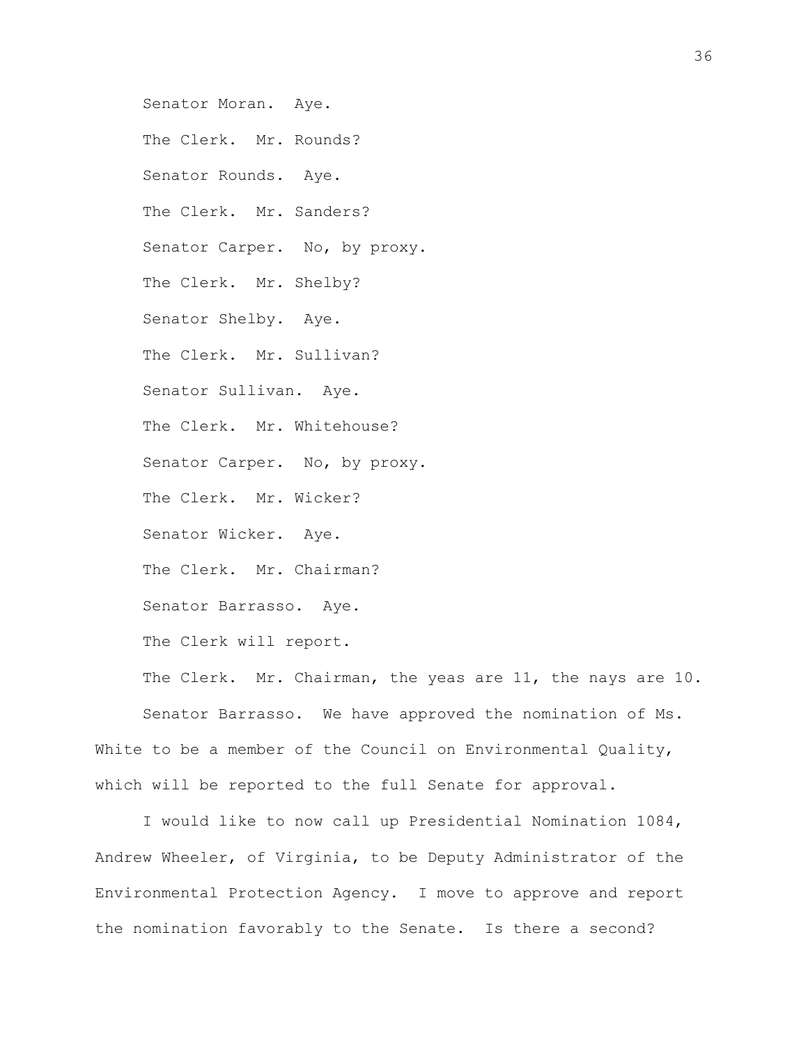Senator Moran. Aye.

The Clerk. Mr. Rounds?

Senator Rounds. Aye.

The Clerk. Mr. Sanders?

Senator Carper. No, by proxy.

The Clerk. Mr. Shelby?

Senator Shelby. Aye.

The Clerk. Mr. Sullivan?

Senator Sullivan. Aye.

The Clerk. Mr. Whitehouse?

Senator Carper. No, by proxy.

The Clerk. Mr. Wicker?

Senator Wicker. Aye.

The Clerk. Mr. Chairman?

Senator Barrasso. Aye.

The Clerk will report.

The Clerk. Mr. Chairman, the yeas are 11, the nays are 10.

Senator Barrasso. We have approved the nomination of Ms. White to be a member of the Council on Environmental Quality, which will be reported to the full Senate for approval.

I would like to now call up Presidential Nomination 1084, Andrew Wheeler, of Virginia, to be Deputy Administrator of the Environmental Protection Agency. I move to approve and report the nomination favorably to the Senate. Is there a second?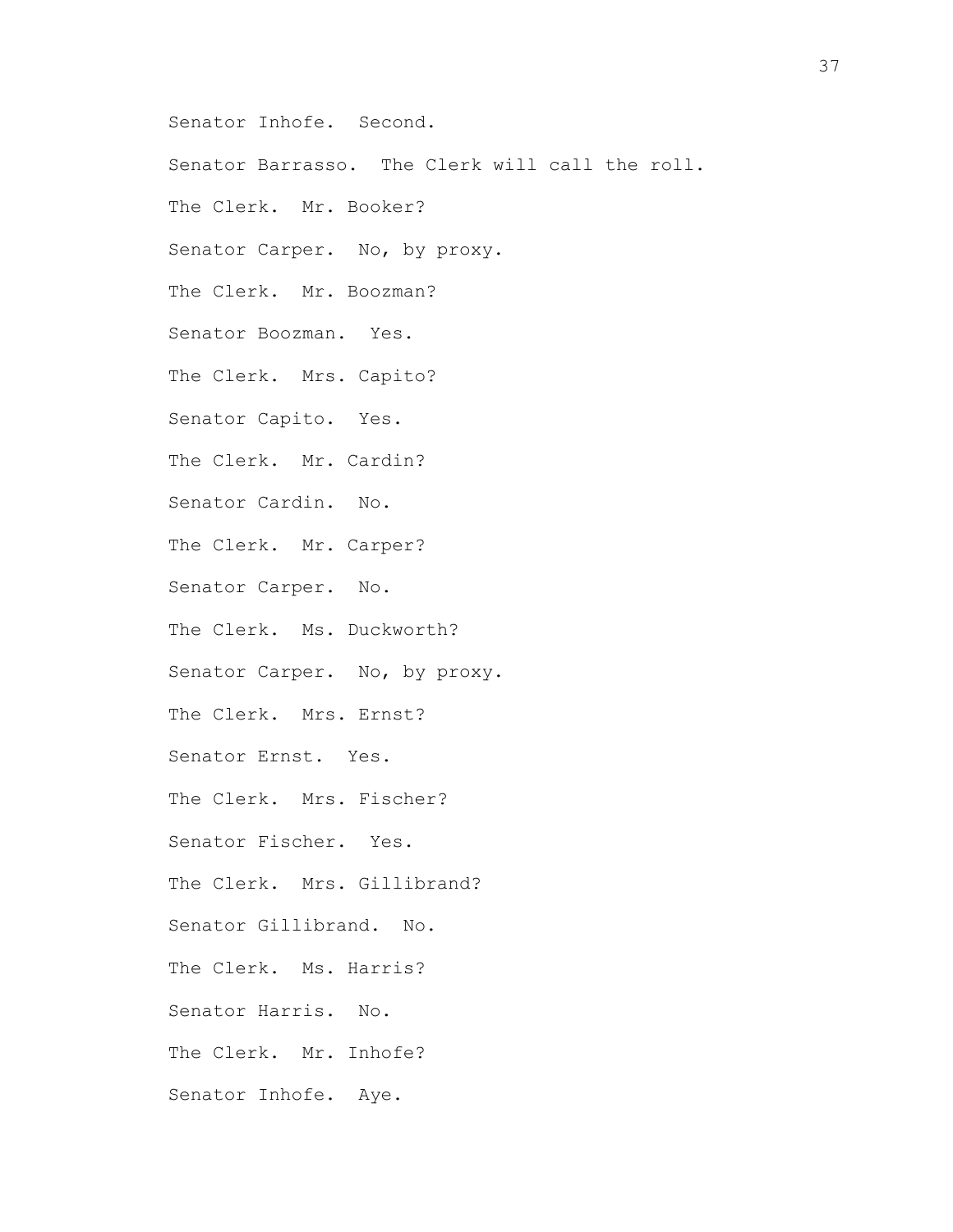Senator Inhofe. Second.

Senator Barrasso. The Clerk will call the roll.

The Clerk. Mr. Booker?

Senator Carper. No, by proxy.

The Clerk. Mr. Boozman?

Senator Boozman. Yes.

The Clerk. Mrs. Capito?

Senator Capito. Yes.

The Clerk. Mr. Cardin?

Senator Cardin. No.

The Clerk. Mr. Carper?

Senator Carper. No.

The Clerk. Ms. Duckworth?

Senator Carper. No, by proxy.

The Clerk. Mrs. Ernst?

Senator Ernst. Yes.

The Clerk. Mrs. Fischer?

Senator Fischer. Yes.

The Clerk. Mrs. Gillibrand?

Senator Gillibrand. No.

The Clerk. Ms. Harris?

Senator Harris. No.

The Clerk. Mr. Inhofe?

Senator Inhofe. Aye.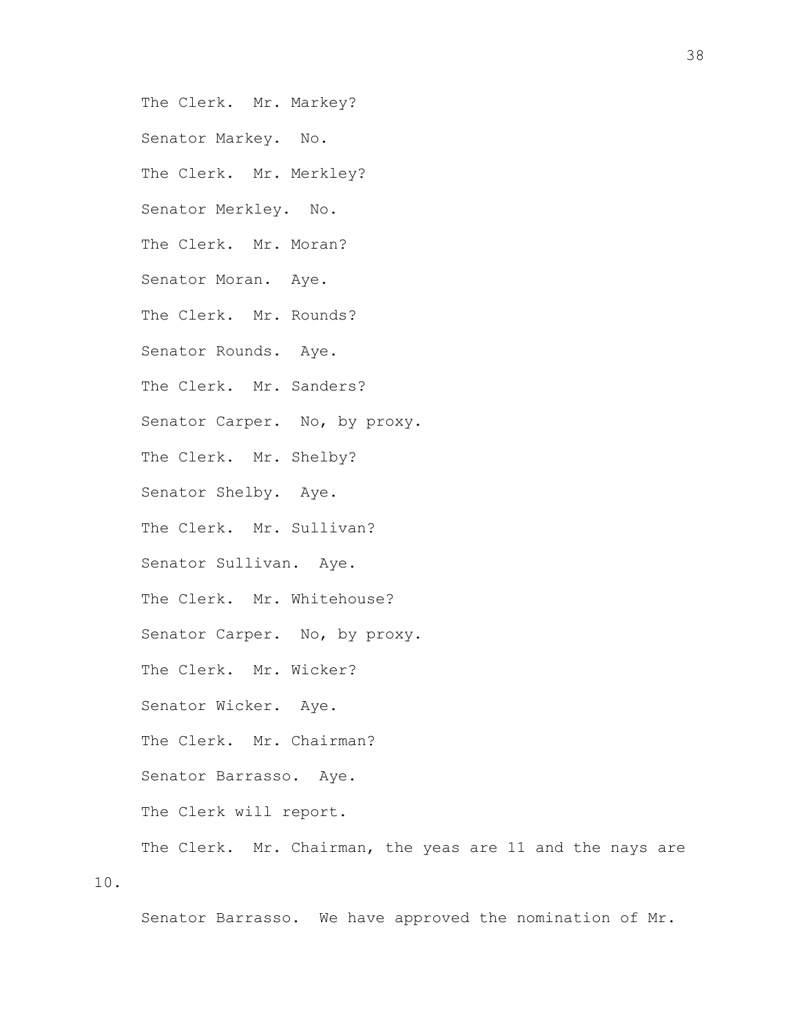The Clerk. Mr. Markey?

Senator Markey. No.

The Clerk. Mr. Merkley?

Senator Merkley. No.

The Clerk. Mr. Moran?

Senator Moran. Aye.

The Clerk. Mr. Rounds?

Senator Rounds. Aye.

The Clerk. Mr. Sanders?

Senator Carper. No, by proxy.

The Clerk. Mr. Shelby?

Senator Shelby. Aye.

The Clerk. Mr. Sullivan?

Senator Sullivan. Aye.

The Clerk. Mr. Whitehouse?

Senator Carper. No, by proxy.

The Clerk. Mr. Wicker?

Senator Wicker. Aye.

The Clerk. Mr. Chairman?

Senator Barrasso. Aye.

The Clerk will report.

The Clerk. Mr. Chairman, the yeas are 11 and the nays are 10.

Senator Barrasso. We have approved the nomination of Mr.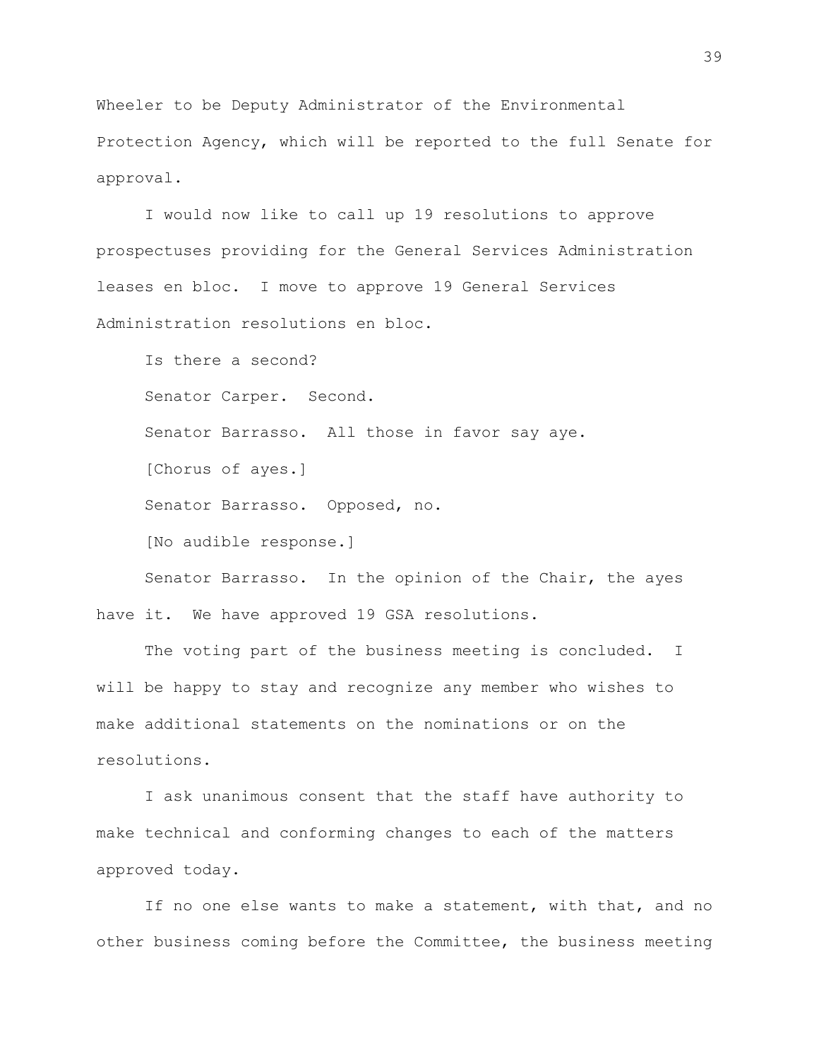Wheeler to be Deputy Administrator of the Environmental Protection Agency, which will be reported to the full Senate for approval.

I would now like to call up 19 resolutions to approve prospectuses providing for the General Services Administration leases en bloc. I move to approve 19 General Services Administration resolutions en bloc.

Is there a second?

Senator Carper. Second.

Senator Barrasso. All those in favor say aye.

[Chorus of ayes.]

Senator Barrasso. Opposed, no.

[No audible response.]

Senator Barrasso. In the opinion of the Chair, the ayes have it. We have approved 19 GSA resolutions.

The voting part of the business meeting is concluded. I will be happy to stay and recognize any member who wishes to make additional statements on the nominations or on the resolutions.

I ask unanimous consent that the staff have authority to make technical and conforming changes to each of the matters approved today.

If no one else wants to make a statement, with that, and no other business coming before the Committee, the business meeting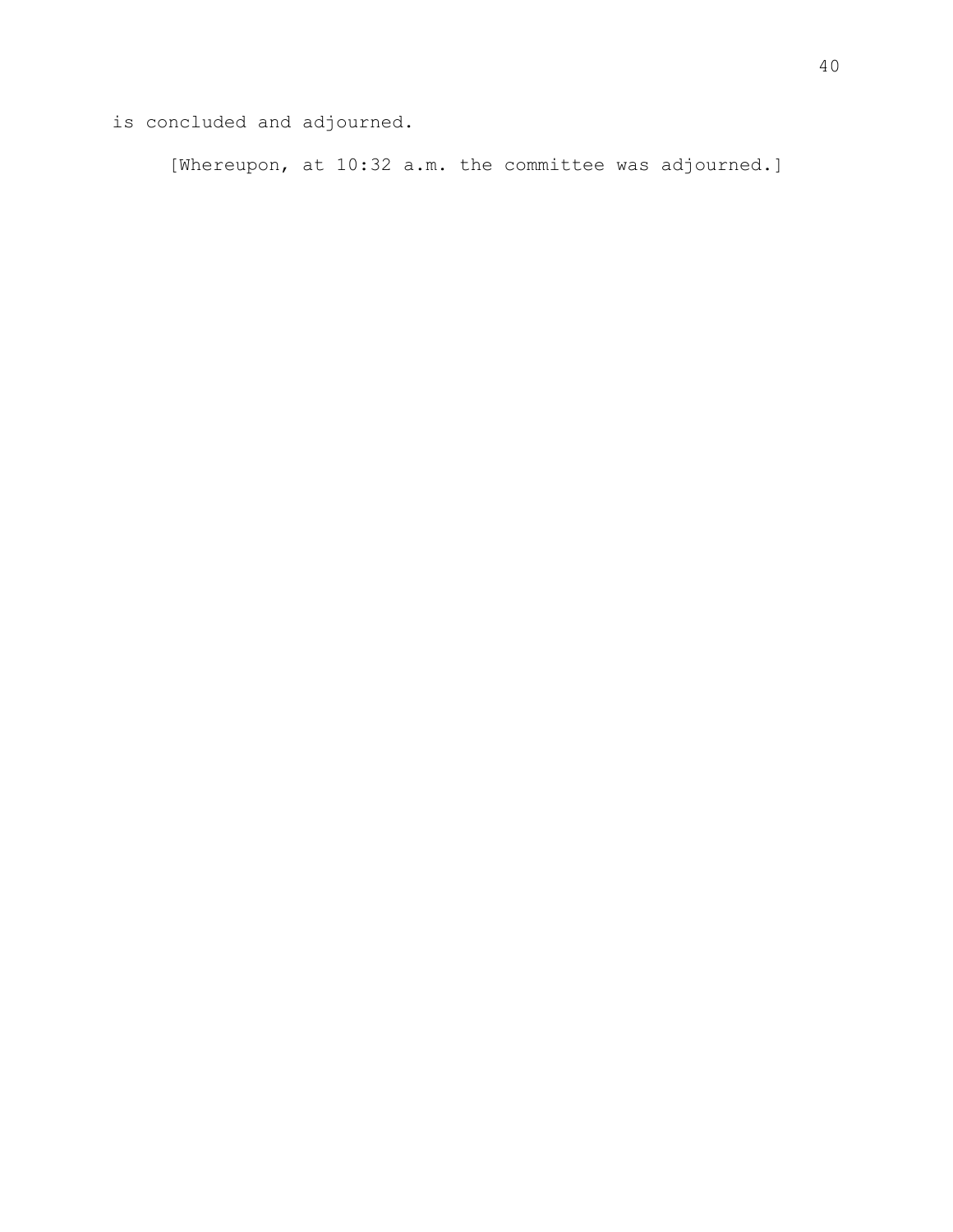is concluded and adjourned.

[Whereupon, at 10:32 a.m. the committee was adjourned.]